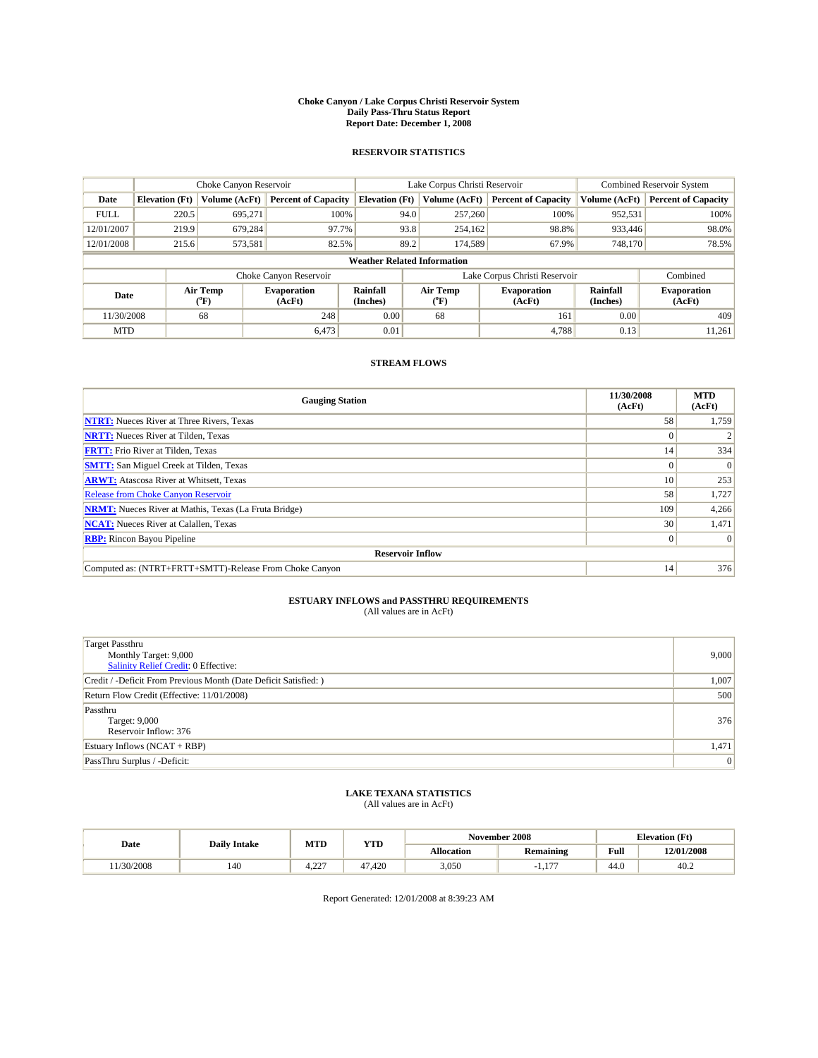# Choke Canyon / Lake Corpus Christi Reservoir System
## Daily Pass-Thru Status Report
## Report Date: December 1, 2008

### RESERVOIR STATISTICS

| | Choke Canyon Reservoir | | | Lake Corpus Christi Reservoir | | | Combined Reservoir System | |
|---|---|---|---|---|---|---|---|---|
| Date | Elevation (Ft) | Volume (AcFt) | Percent of Capacity | Elevation (Ft) | Volume (AcFt) | Percent of Capacity | Volume (AcFt) | Percent of Capacity |
| FULL | 220.5 | 695,271 | 100% | 94.0 | 257,260 | 100% | 952,531 | 100% |
| 12/01/2007 | 219.9 | 679,284 | 97.7% | 93.8 | 254,162 | 98.8% | 933,446 | 98.0% |
| 12/01/2008 | 215.6 | 573,581 | 82.5% | 89.2 | 174,589 | 67.9% | 748,170 | 78.5% |

**Weather Related Information**

| | Choke Canyon Reservoir | | | Lake Corpus Christi Reservoir | | | Combined |
|---|---|---|---|---|---|---|---|
| Date | Air Temp (°F) | Evaporation (AcFt) | Rainfall (Inches) | Air Temp (°F) | Evaporation (AcFt) | Rainfall (Inches) | Evaporation (AcFt) |
| 11/30/2008 | 68 | 248 | 0.00 | 68 | 161 | 0.00 | 409 |
| MTD | | 6,473 | 0.01 | | 4,788 | 0.13 | 11,261 |

### STREAM FLOWS

| Gauging Station | 11/30/2008 (AcFt) | MTD (AcFt) |
|---|---|---|
| NTRT: Nueces River at Three Rivers, Texas | 58 | 1,759 |
| NRTT: Nueces River at Tilden, Texas | 0 | 2 |
| FRTT: Frio River at Tilden, Texas | 14 | 334 |
| SMTT: San Miguel Creek at Tilden, Texas | 0 | 0 |
| ARWT: Atascosa River at Whitsett, Texas | 10 | 253 |
| Release from Choke Canyon Reservoir | 58 | 1,727 |
| NRMT: Nueces River at Mathis, Texas (La Fruta Bridge) | 109 | 4,266 |
| NCAT: Nueces River at Calallen, Texas | 30 | 1,471 |
| RBP: Rincon Bayou Pipeline | 0 | 0 |
| **Reservoir Inflow** | | |
| Computed as: (NTRT+FRTT+SMTT)-Release From Choke Canyon | 14 | 376 |

### ESTUARY INFLOWS and PASSTHRU REQUIREMENTS
(All values are in AcFt)

| Item | Value |
|---|---|
| Target Passthru<br>Monthly Target: 9,000<br>Salinity Relief Credit: 0 Effective: | 9,000 |
| Credit / -Deficit From Previous Month (Date Deficit Satisfied: ) | 1,007 |
| Return Flow Credit (Effective: 11/01/2008) | 500 |
| Passthru<br>Target: 9,000<br>Reservoir Inflow: 376 | 376 |
| Estuary Inflows (NCAT + RBP) | 1,471 |
| PassThru Surplus / -Deficit: | 0 |

### LAKE TEXANA STATISTICS
(All values are in AcFt)

| Date | Daily Intake | MTD | YTD | November 2008 | | Elevation (Ft) | |
|---|---|---|---|---|---|---|---|
| | | | | Allocation | Remaining | Full | 12/01/2008 |
| 11/30/2008 | 140 | 4,227 | 47,420 | 3,050 | -1,177 | 44.0 | 40.2 |

Report Generated: 12/01/2008 at 8:39:23 AM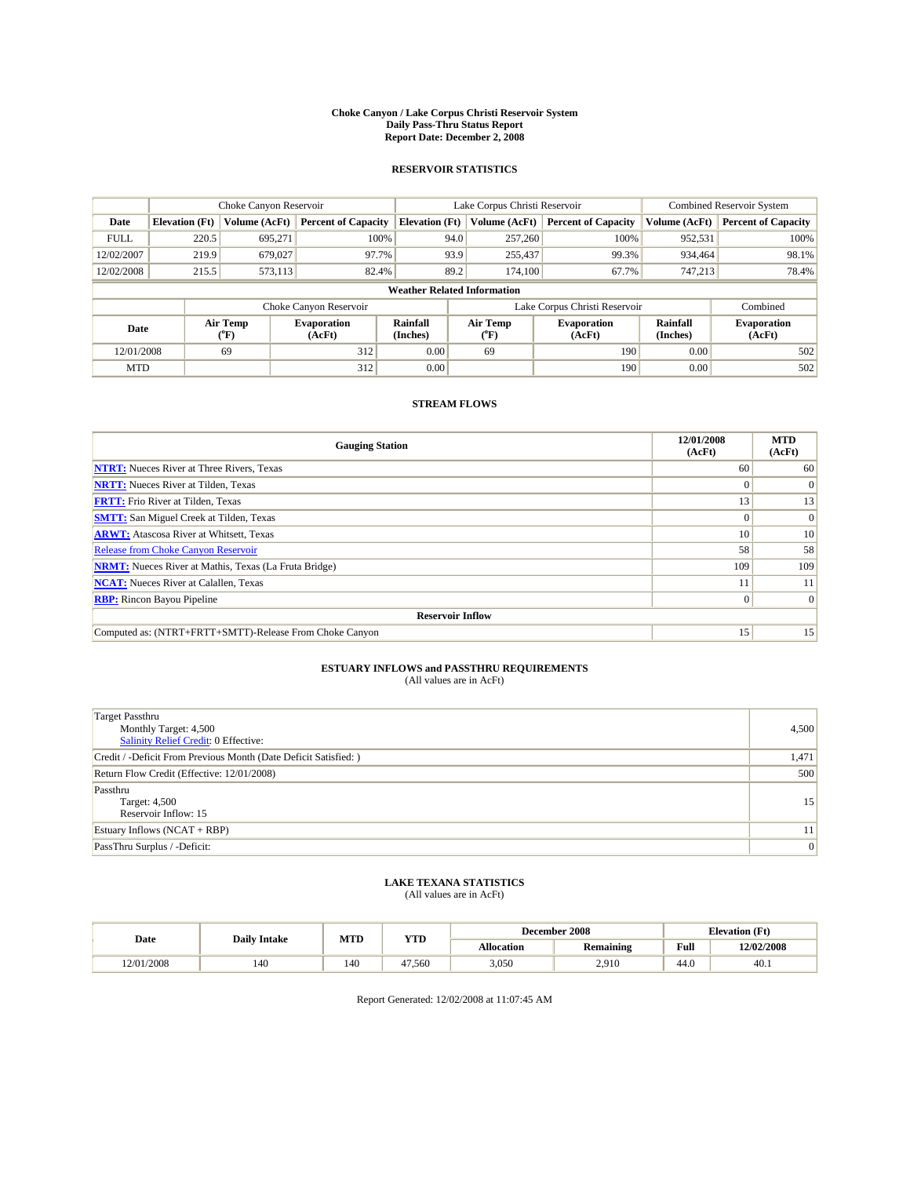**Choke Canyon / Lake Corpus Christi Reservoir System**
**Daily Pass-Thru Status Report**
**Report Date: December 2, 2008**

## RESERVOIR STATISTICS

| | Choke Canyon Reservoir | | | Lake Corpus Christi Reservoir | | | Combined Reservoir System | |
|---|---|---|---|---|---|---|---|---|
| Date | Elevation (Ft) | Volume (AcFt) | Percent of Capacity | Elevation (Ft) | Volume (AcFt) | Percent of Capacity | Volume (AcFt) | Percent of Capacity |
| FULL | 220.5 | 695,271 | 100% | 94.0 | 257,260 | 100% | 952,531 | 100% |
| 12/02/2007 | 219.9 | 679,027 | 97.7% | 93.9 | 255,437 | 99.3% | 934,464 | 98.1% |
| 12/02/2008 | 215.5 | 573,113 | 82.4% | 89.2 | 174,100 | 67.7% | 747,213 | 78.4% |

**Weather Related Information**

| | Choke Canyon Reservoir | | | Lake Corpus Christi Reservoir | | | Combined |
|---|---|---|---|---|---|---|---|
| Date | Air Temp (°F) | Evaporation (AcFt) | Rainfall (Inches) | Air Temp (°F) | Evaporation (AcFt) | Rainfall (Inches) | Evaporation (AcFt) |
| 12/01/2008 | 69 | 312 | 0.00 | 69 | 190 | 0.00 | 502 |
| MTD | | 312 | 0.00 | | 190 | 0.00 | 502 |

## STREAM FLOWS

| Gauging Station | 12/01/2008 (AcFt) | MTD (AcFt) |
|---|---|---|
| NTRT: Nueces River at Three Rivers, Texas | 60 | 60 |
| NRTT: Nueces River at Tilden, Texas | 0 | 0 |
| FRTT: Frio River at Tilden, Texas | 13 | 13 |
| SMTT: San Miguel Creek at Tilden, Texas | 0 | 0 |
| ARWT: Atascosa River at Whitsett, Texas | 10 | 10 |
| Release from Choke Canyon Reservoir | 58 | 58 |
| NRMT: Nueces River at Mathis, Texas (La Fruta Bridge) | 109 | 109 |
| NCAT: Nueces River at Calallen, Texas | 11 | 11 |
| RBP: Rincon Bayou Pipeline | 0 | 0 |
| **Reservoir Inflow** | | |
| Computed as: (NTRT+FRTT+SMTT)-Release From Choke Canyon | 15 | 15 |

## ESTUARY INFLOWS and PASSTHRU REQUIREMENTS

(All values are in AcFt)

| | |
|---|---|
| Target Passthru<br>Monthly Target: 4,500<br>Salinity Relief Credit: 0 Effective: | 4,500 |
| Credit / -Deficit From Previous Month (Date Deficit Satisfied: ) | 1,471 |
| Return Flow Credit (Effective: 12/01/2008) | 500 |
| Passthru<br>Target: 4,500<br>Reservoir Inflow: 15 | 15 |
| Estuary Inflows (NCAT + RBP) | 11 |
| PassThru Surplus / -Deficit: | 0 |

## LAKE TEXANA STATISTICS

(All values are in AcFt)

| Date | Daily Intake | MTD | YTD | December 2008 | | Elevation (Ft) | |
|---|---|---|---|---|---|---|---|
| | | | | Allocation | Remaining | Full | 12/02/2008 |
| 12/01/2008 | 140 | 140 | 47,560 | 3,050 | 2,910 | 44.0 | 40.1 |

Report Generated: 12/02/2008 at 11:07:45 AM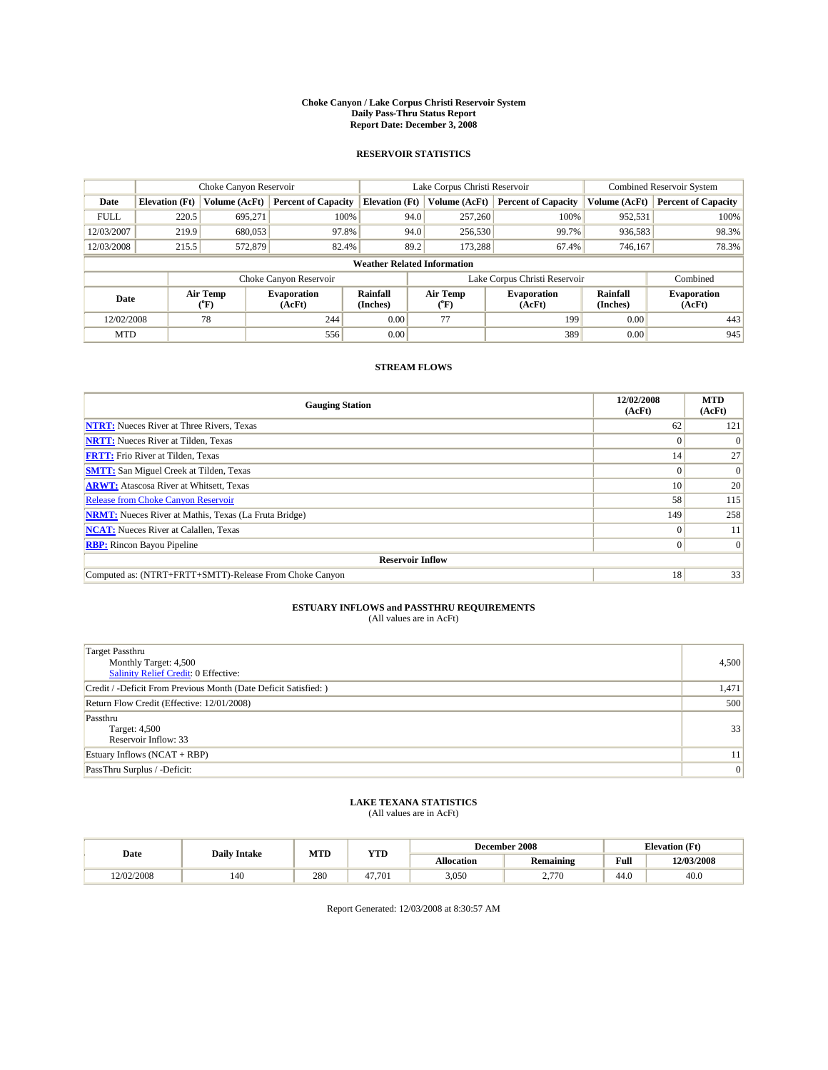# Choke Canyon / Lake Corpus Christi Reservoir System
## Daily Pass-Thru Status Report
## Report Date: December 3, 2008

### RESERVOIR STATISTICS

| | Choke Canyon Reservoir | | | Lake Corpus Christi Reservoir | | | Combined Reservoir System | |
|---|---|---|---|---|---|---|---|---|
| Date | Elevation (Ft) | Volume (AcFt) | Percent of Capacity | Elevation (Ft) | Volume (AcFt) | Percent of Capacity | Volume (AcFt) | Percent of Capacity |
| FULL | 220.5 | 695,271 | 100% | 94.0 | 257,260 | 100% | 952,531 | 100% |
| 12/03/2007 | 219.9 | 680,053 | 97.8% | 94.0 | 256,530 | 99.7% | 936,583 | 98.3% |
| 12/03/2008 | 215.5 | 572,879 | 82.4% | 89.2 | 173,288 | 67.4% | 746,167 | 78.3% |

**Weather Related Information**

| | Choke Canyon Reservoir | | | Lake Corpus Christi Reservoir | | | Combined |
|---|---|---|---|---|---|---|---|
| Date | Air Temp (°F) | Evaporation (AcFt) | Rainfall (Inches) | Air Temp (°F) | Evaporation (AcFt) | Rainfall (Inches) | Evaporation (AcFt) |
| 12/02/2008 | 78 | 244 | 0.00 | 77 | 199 | 0.00 | 443 |
| MTD | | 556 | 0.00 | | 389 | 0.00 | 945 |

### STREAM FLOWS

| Gauging Station | 12/02/2008 (AcFt) | MTD (AcFt) |
|---|---|---|
| NTRT: Nueces River at Three Rivers, Texas | 62 | 121 |
| NRTT: Nueces River at Tilden, Texas | 0 | 0 |
| FRTT: Frio River at Tilden, Texas | 14 | 27 |
| SMTT: San Miguel Creek at Tilden, Texas | 0 | 0 |
| ARWT: Atascosa River at Whitsett, Texas | 10 | 20 |
| Release from Choke Canyon Reservoir | 58 | 115 |
| NRMT: Nueces River at Mathis, Texas (La Fruta Bridge) | 149 | 258 |
| NCAT: Nueces River at Calallen, Texas | 0 | 11 |
| RBP: Rincon Bayou Pipeline | 0 | 0 |
| **Reservoir Inflow** | | |
| Computed as: (NTRT+FRTT+SMTT)-Release From Choke Canyon | 18 | 33 |

### ESTUARY INFLOWS and PASSTHRU REQUIREMENTS
(All values are in AcFt)

| | |
|---|---|
| Target Passthru<br>Monthly Target: 4,500<br>Salinity Relief Credit: 0 Effective: | 4,500 |
| Credit / -Deficit From Previous Month (Date Deficit Satisfied: ) | 1,471 |
| Return Flow Credit (Effective: 12/01/2008) | 500 |
| Passthru<br>Target: 4,500<br>Reservoir Inflow: 33 | 33 |
| Estuary Inflows (NCAT + RBP) | 11 |
| PassThru Surplus / -Deficit: | 0 |

### LAKE TEXANA STATISTICS
(All values are in AcFt)

| Date | Daily Intake | MTD | YTD | December 2008 | | Elevation (Ft) | |
|---|---|---|---|---|---|---|---|
| | | | | Allocation | Remaining | Full | 12/03/2008 |
| 12/02/2008 | 140 | 280 | 47,701 | 3,050 | 2,770 | 44.0 | 40.0 |

Report Generated: 12/03/2008 at 8:30:57 AM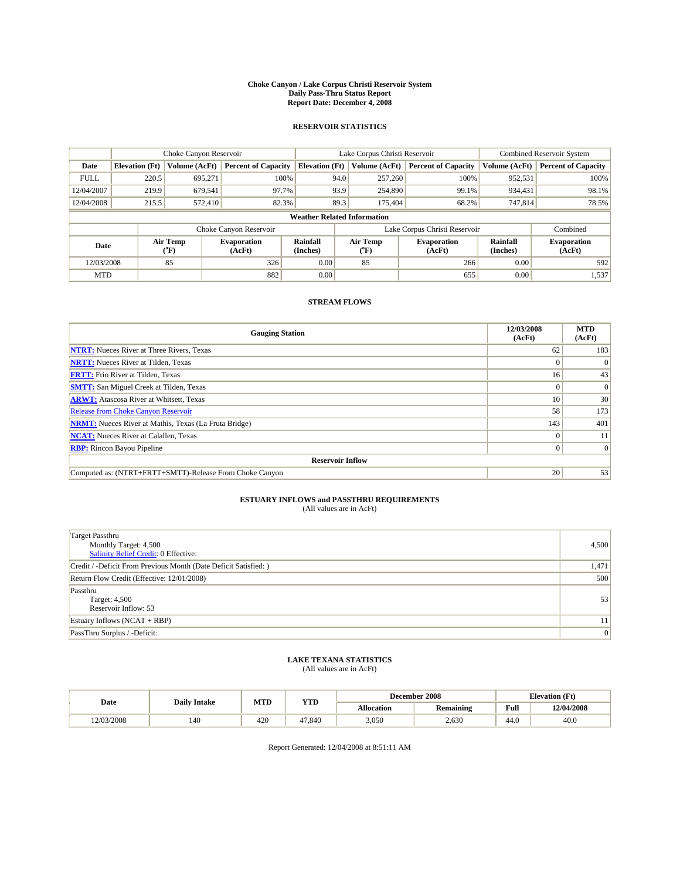# Choke Canyon / Lake Corpus Christi Reservoir System
## Daily Pass-Thru Status Report
### Report Date: December 4, 2008

## RESERVOIR STATISTICS

| | Choke Canyon Reservoir | | | Lake Corpus Christi Reservoir | | | Combined Reservoir System | |
|---|---|---|---|---|---|---|---|---|
| Date | Elevation (Ft) | Volume (AcFt) | Percent of Capacity | Elevation (Ft) | Volume (AcFt) | Percent of Capacity | Volume (AcFt) | Percent of Capacity |
| FULL | 220.5 | 695,271 | 100% | 94.0 | 257,260 | 100% | 952,531 | 100% |
| 12/04/2007 | 219.9 | 679,541 | 97.7% | 93.9 | 254,890 | 99.1% | 934,431 | 98.1% |
| 12/04/2008 | 215.5 | 572,410 | 82.3% | 89.3 | 175,404 | 68.2% | 747,814 | 78.5% |

**Weather Related Information**

| | Choke Canyon Reservoir | | | Lake Corpus Christi Reservoir | | | Combined |
|---|---|---|---|---|---|---|---|
| Date | Air Temp (°F) | Evaporation (AcFt) | Rainfall (Inches) | Air Temp (°F) | Evaporation (AcFt) | Rainfall (Inches) | Evaporation (AcFt) |
| 12/03/2008 | 85 | 326 | 0.00 | 85 | 266 | 0.00 | 592 |
| MTD | | 882 | 0.00 | | 655 | 0.00 | 1,537 |

## STREAM FLOWS

| Gauging Station | 12/03/2008 (AcFt) | MTD (AcFt) |
|---|---|---|
| NTRT: Nueces River at Three Rivers, Texas | 62 | 183 |
| NRTT: Nueces River at Tilden, Texas | 0 | 0 |
| FRTT: Frio River at Tilden, Texas | 16 | 43 |
| SMTT: San Miguel Creek at Tilden, Texas | 0 | 0 |
| ARWT: Atascosa River at Whitsett, Texas | 10 | 30 |
| Release from Choke Canyon Reservoir | 58 | 173 |
| NRMT: Nueces River at Mathis, Texas (La Fruta Bridge) | 143 | 401 |
| NCAT: Nueces River at Calallen, Texas | 0 | 11 |
| RBP: Rincon Bayou Pipeline | 0 | 0 |
| **Reservoir Inflow** | | |
| Computed as: (NTRT+FRTT+SMTT)-Release From Choke Canyon | 20 | 53 |

## ESTUARY INFLOWS and PASSTHRU REQUIREMENTS
(All values are in AcFt)

| | |
|---|---|
| Target Passthru<br>Monthly Target: 4,500<br>Salinity Relief Credit: 0 Effective: | 4,500 |
| Credit / -Deficit From Previous Month (Date Deficit Satisfied: ) | 1,471 |
| Return Flow Credit (Effective: 12/01/2008) | 500 |
| Passthru<br>Target: 4,500<br>Reservoir Inflow: 53 | 53 |
| Estuary Inflows (NCAT + RBP) | 11 |
| PassThru Surplus / -Deficit: | 0 |

## LAKE TEXANA STATISTICS
(All values are in AcFt)

| Date | Daily Intake | MTD | YTD | December 2008 | | Elevation (Ft) | |
|---|---|---|---|---|---|---|---|
| | | | | Allocation | Remaining | Full | 12/04/2008 |
| 12/03/2008 | 140 | 420 | 47,840 | 3,050 | 2,630 | 44.0 | 40.0 |

Report Generated: 12/04/2008 at 8:51:11 AM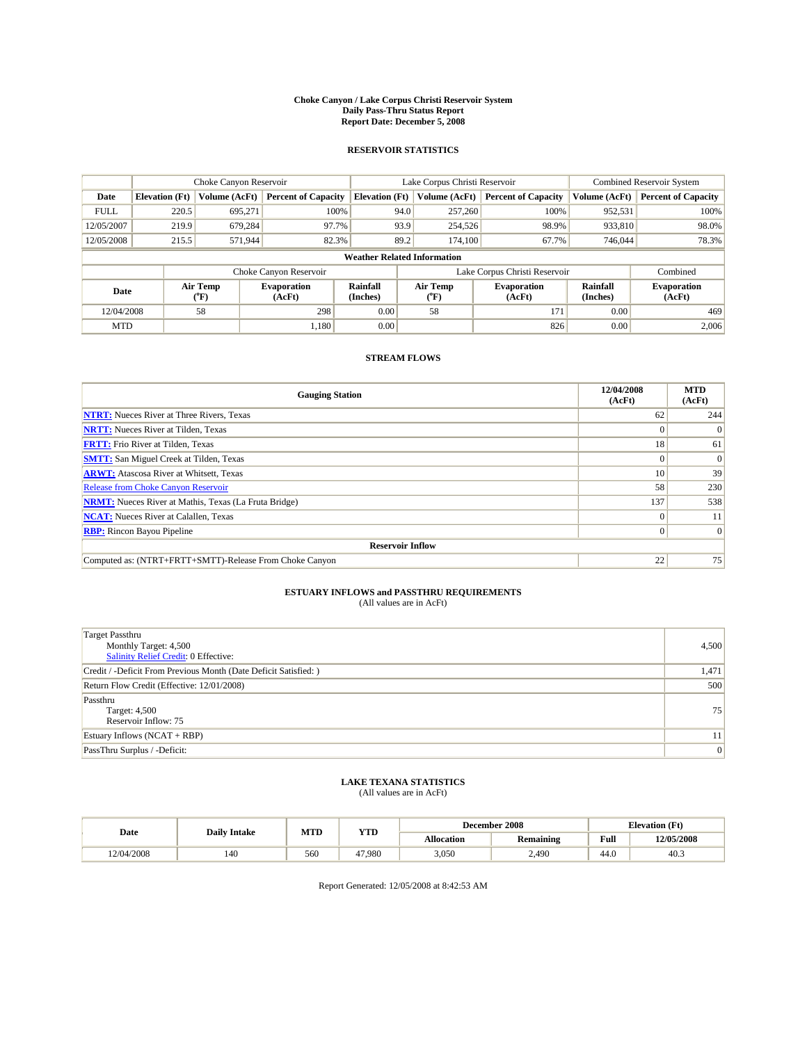# Choke Canyon / Lake Corpus Christi Reservoir System
## Daily Pass-Thru Status Report
## Report Date: December 5, 2008

### RESERVOIR STATISTICS

| | Choke Canyon Reservoir | | | Lake Corpus Christi Reservoir | | | Combined Reservoir System | |
|---|---|---|---|---|---|---|---|---|
| Date | Elevation (Ft) | Volume (AcFt) | Percent of Capacity | Elevation (Ft) | Volume (AcFt) | Percent of Capacity | Volume (AcFt) | Percent of Capacity |
| FULL | 220.5 | 695,271 | 100% | 94.0 | 257,260 | 100% | 952,531 | 100% |
| 12/05/2007 | 219.9 | 679,284 | 97.7% | 93.9 | 254,526 | 98.9% | 933,810 | 98.0% |
| 12/05/2008 | 215.5 | 571,944 | 82.3% | 89.2 | 174,100 | 67.7% | 746,044 | 78.3% |

**Weather Related Information**

| | Choke Canyon Reservoir | | | Lake Corpus Christi Reservoir | | | Combined |
|---|---|---|---|---|---|---|---|
| Date | Air Temp (°F) | Evaporation (AcFt) | Rainfall (Inches) | Air Temp (°F) | Evaporation (AcFt) | Rainfall (Inches) | Evaporation (AcFt) |
| 12/04/2008 | 58 | 298 | 0.00 | 58 | 171 | 0.00 | 469 |
| MTD | | 1,180 | 0.00 | | 826 | 0.00 | 2,006 |

### STREAM FLOWS

| Gauging Station | 12/04/2008 (AcFt) | MTD (AcFt) |
|---|---|---|
| NTRT: Nueces River at Three Rivers, Texas | 62 | 244 |
| NRTT: Nueces River at Tilden, Texas | 0 | 0 |
| FRTT: Frio River at Tilden, Texas | 18 | 61 |
| SMTT: San Miguel Creek at Tilden, Texas | 0 | 0 |
| ARWT: Atascosa River at Whitsett, Texas | 10 | 39 |
| Release from Choke Canyon Reservoir | 58 | 230 |
| NRMT: Nueces River at Mathis, Texas (La Fruta Bridge) | 137 | 538 |
| NCAT: Nueces River at Calallen, Texas | 0 | 11 |
| RBP: Rincon Bayou Pipeline | 0 | 0 |
| **Reservoir Inflow** | | |
| Computed as: (NTRT+FRTT+SMTT)-Release From Choke Canyon | 22 | 75 |

### ESTUARY INFLOWS and PASSTHRU REQUIREMENTS
(All values are in AcFt)

| | |
|---|---|
| Target Passthru<br>Monthly Target: 4,500<br>Salinity Relief Credit: 0 Effective: | 4,500 |
| Credit / -Deficit From Previous Month (Date Deficit Satisfied: ) | 1,471 |
| Return Flow Credit (Effective: 12/01/2008) | 500 |
| Passthru<br>Target: 4,500<br>Reservoir Inflow: 75 | 75 |
| Estuary Inflows (NCAT + RBP) | 11 |
| PassThru Surplus / -Deficit: | 0 |

### LAKE TEXANA STATISTICS
(All values are in AcFt)

| Date | Daily Intake | MTD | YTD | December 2008 | | Elevation (Ft) | |
|---|---|---|---|---|---|---|---|
| | | | | Allocation | Remaining | Full | 12/05/2008 |
| 12/04/2008 | 140 | 560 | 47,980 | 3,050 | 2,490 | 44.0 | 40.3 |

Report Generated: 12/05/2008 at 8:42:53 AM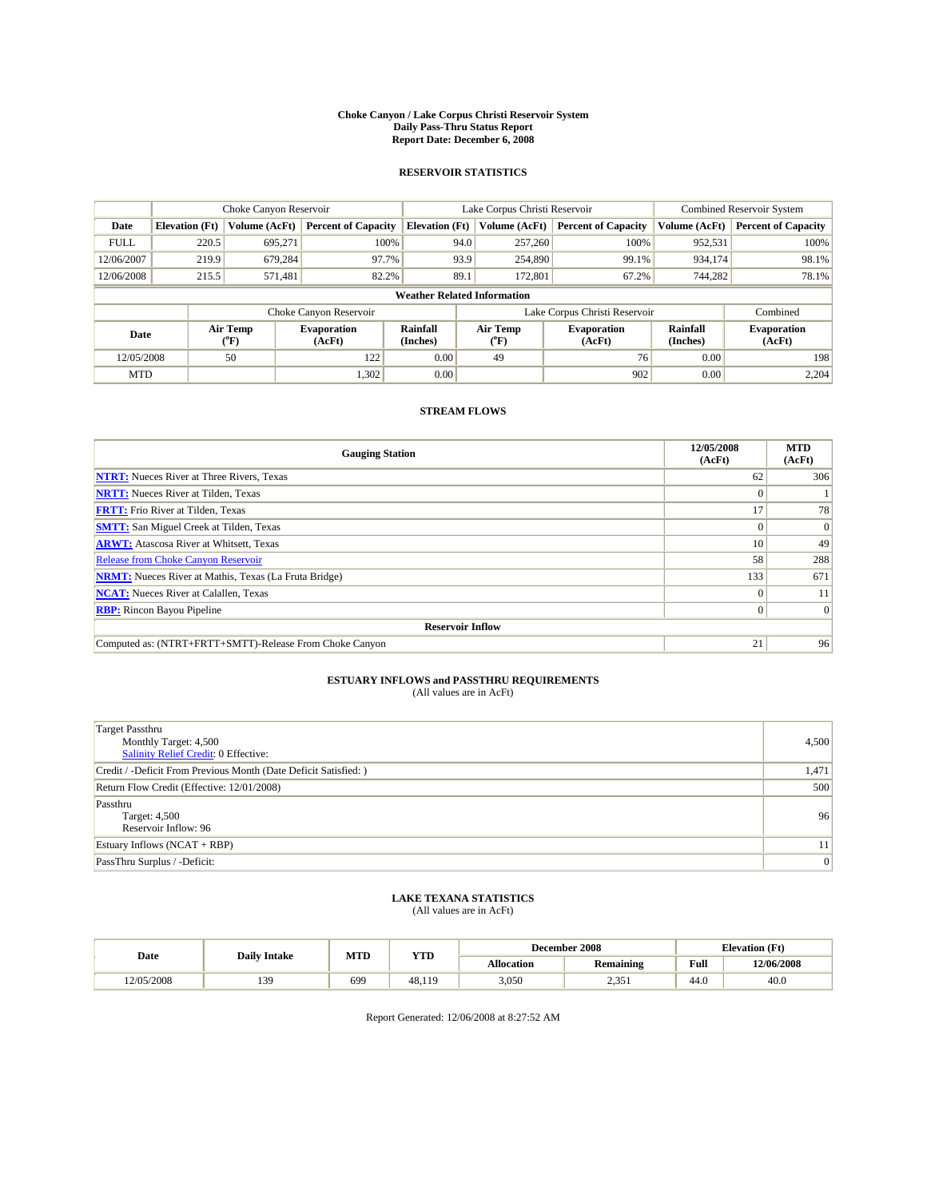**Choke Canyon / Lake Corpus Christi Reservoir System**
**Daily Pass-Thru Status Report**
**Report Date: December 6, 2008**

## RESERVOIR STATISTICS

| | Choke Canyon Reservoir | | | Lake Corpus Christi Reservoir | | | Combined Reservoir System | |
|---|---|---|---|---|---|---|---|---|
| **Date** | **Elevation (Ft)** | **Volume (AcFt)** | **Percent of Capacity** | **Elevation (Ft)** | **Volume (AcFt)** | **Percent of Capacity** | **Volume (AcFt)** | **Percent of Capacity** |
| FULL | 220.5 | 695,271 | 100% | 94.0 | 257,260 | 100% | 952,531 | 100% |
| 12/06/2007 | 219.9 | 679,284 | 97.7% | 93.9 | 254,890 | 99.1% | 934,174 | 98.1% |
| 12/06/2008 | 215.5 | 571,481 | 82.2% | 89.1 | 172,801 | 67.2% | 744,282 | 78.1% |

**Weather Related Information**

| | Choke Canyon Reservoir | | | Lake Corpus Christi Reservoir | | | Combined |
|---|---|---|---|---|---|---|---|
| **Date** | **Air Temp (°F)** | **Evaporation (AcFt)** | **Rainfall (Inches)** | **Air Temp (°F)** | **Evaporation (AcFt)** | **Rainfall (Inches)** | **Evaporation (AcFt)** |
| 12/05/2008 | 50 | 122 | 0.00 | 49 | 76 | 0.00 | 198 |
| MTD | | 1,302 | 0.00 | | 902 | 0.00 | 2,204 |

## STREAM FLOWS

| Gauging Station | 12/05/2008 (AcFt) | MTD (AcFt) |
|---|---|---|
| **NTRT:** Nueces River at Three Rivers, Texas | 62 | 306 |
| **NRTT:** Nueces River at Tilden, Texas | 0 | 1 |
| **FRTT:** Frio River at Tilden, Texas | 17 | 78 |
| **SMTT:** San Miguel Creek at Tilden, Texas | 0 | 0 |
| **ARWT:** Atascosa River at Whitsett, Texas | 10 | 49 |
| Release from Choke Canyon Reservoir | 58 | 288 |
| **NRMT:** Nueces River at Mathis, Texas (La Fruta Bridge) | 133 | 671 |
| **NCAT:** Nueces River at Calallen, Texas | 0 | 11 |
| **RBP:** Rincon Bayou Pipeline | 0 | 0 |
| **Reservoir Inflow** | | |
| Computed as: (NTRT+FRTT+SMTT)-Release From Choke Canyon | 21 | 96 |

## ESTUARY INFLOWS and PASSTHRU REQUIREMENTS

(All values are in AcFt)

| | |
|---|---|
| Target Passthru<br>Monthly Target: 4,500<br>Salinity Relief Credit: 0 Effective: | 4,500 |
| Credit / -Deficit From Previous Month (Date Deficit Satisfied: ) | 1,471 |
| Return Flow Credit (Effective: 12/01/2008) | 500 |
| Passthru<br>Target: 4,500<br>Reservoir Inflow: 96 | 96 |
| Estuary Inflows (NCAT + RBP) | 11 |
| PassThru Surplus / -Deficit: | 0 |

## LAKE TEXANA STATISTICS

(All values are in AcFt)

| Date | Daily Intake | MTD | YTD | December 2008 | | Elevation (Ft) | |
|---|---|---|---|---|---|---|---|
| | | | | **Allocation** | **Remaining** | **Full** | **12/06/2008** |
| 12/05/2008 | 139 | 699 | 48,119 | 3,050 | 2,351 | 44.0 | 40.0 |

Report Generated: 12/06/2008 at 8:27:52 AM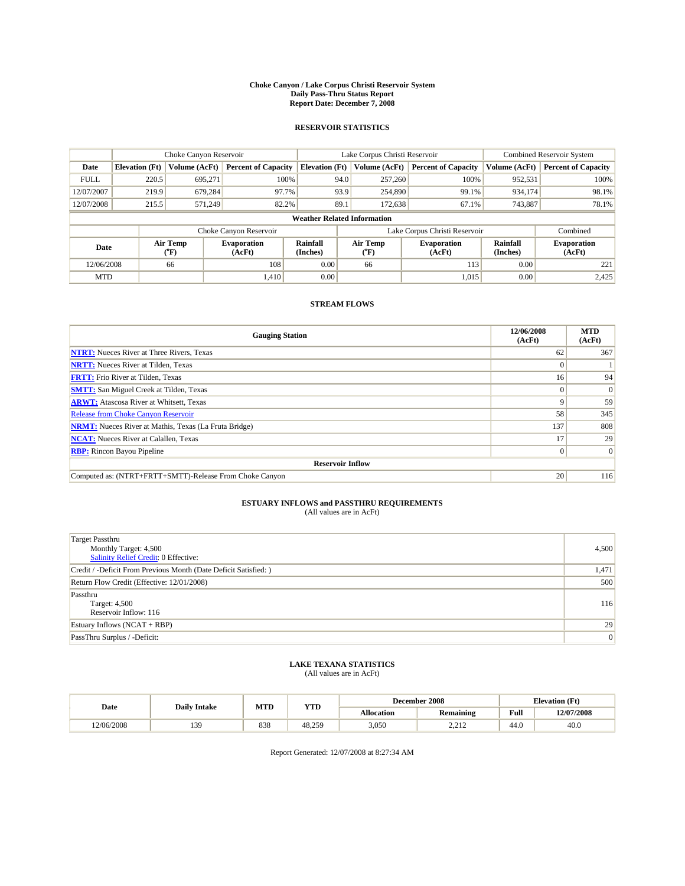# Choke Canyon / Lake Corpus Christi Reservoir System
## Daily Pass-Thru Status Report
## Report Date: December 7, 2008

### RESERVOIR STATISTICS

| | Choke Canyon Reservoir | | | Lake Corpus Christi Reservoir | | | Combined Reservoir System | |
|---|---|---|---|---|---|---|---|---|
| Date | Elevation (Ft) | Volume (AcFt) | Percent of Capacity | Elevation (Ft) | Volume (AcFt) | Percent of Capacity | Volume (AcFt) | Percent of Capacity |
| FULL | 220.5 | 695,271 | 100% | 94.0 | 257,260 | 100% | 952,531 | 100% |
| 12/07/2007 | 219.9 | 679,284 | 97.7% | 93.9 | 254,890 | 99.1% | 934,174 | 98.1% |
| 12/07/2008 | 215.5 | 571,249 | 82.2% | 89.1 | 172,638 | 67.1% | 743,887 | 78.1% |

**Weather Related Information**

| | Choke Canyon Reservoir | | | Lake Corpus Christi Reservoir | | | Combined |
|---|---|---|---|---|---|---|---|
| Date | Air Temp (°F) | Evaporation (AcFt) | Rainfall (Inches) | Air Temp (°F) | Evaporation (AcFt) | Rainfall (Inches) | Evaporation (AcFt) |
| 12/06/2008 | 66 | 108 | 0.00 | 66 | 113 | 0.00 | 221 |
| MTD | | 1,410 | 0.00 | | 1,015 | 0.00 | 2,425 |

### STREAM FLOWS

| Gauging Station | 12/06/2008 (AcFt) | MTD (AcFt) |
|---|---|---|
| NTRT: Nueces River at Three Rivers, Texas | 62 | 367 |
| NRTT: Nueces River at Tilden, Texas | 0 | 1 |
| FRTT: Frio River at Tilden, Texas | 16 | 94 |
| SMTT: San Miguel Creek at Tilden, Texas | 0 | 0 |
| ARWT: Atascosa River at Whitsett, Texas | 9 | 59 |
| Release from Choke Canyon Reservoir | 58 | 345 |
| NRMT: Nueces River at Mathis, Texas (La Fruta Bridge) | 137 | 808 |
| NCAT: Nueces River at Calallen, Texas | 17 | 29 |
| RBP: Rincon Bayou Pipeline | 0 | 0 |
| **Reservoir Inflow** | | |
| Computed as: (NTRT+FRTT+SMTT)-Release From Choke Canyon | 20 | 116 |

### ESTUARY INFLOWS and PASSTHRU REQUIREMENTS
(All values are in AcFt)

| | |
|---|---|
| Target Passthru<br>Monthly Target: 4,500<br>Salinity Relief Credit: 0 Effective: | 4,500 |
| Credit / -Deficit From Previous Month (Date Deficit Satisfied: ) | 1,471 |
| Return Flow Credit (Effective: 12/01/2008) | 500 |
| Passthru<br>Target: 4,500<br>Reservoir Inflow: 116 | 116 |
| Estuary Inflows (NCAT + RBP) | 29 |
| PassThru Surplus / -Deficit: | 0 |

### LAKE TEXANA STATISTICS
(All values are in AcFt)

| Date | Daily Intake | MTD | YTD | December 2008 | | Elevation (Ft) | |
|---|---|---|---|---|---|---|---|
| | | | | Allocation | Remaining | Full | 12/07/2008 |
| 12/06/2008 | 139 | 838 | 48,259 | 3,050 | 2,212 | 44.0 | 40.0 |

Report Generated: 12/07/2008 at 8:27:34 AM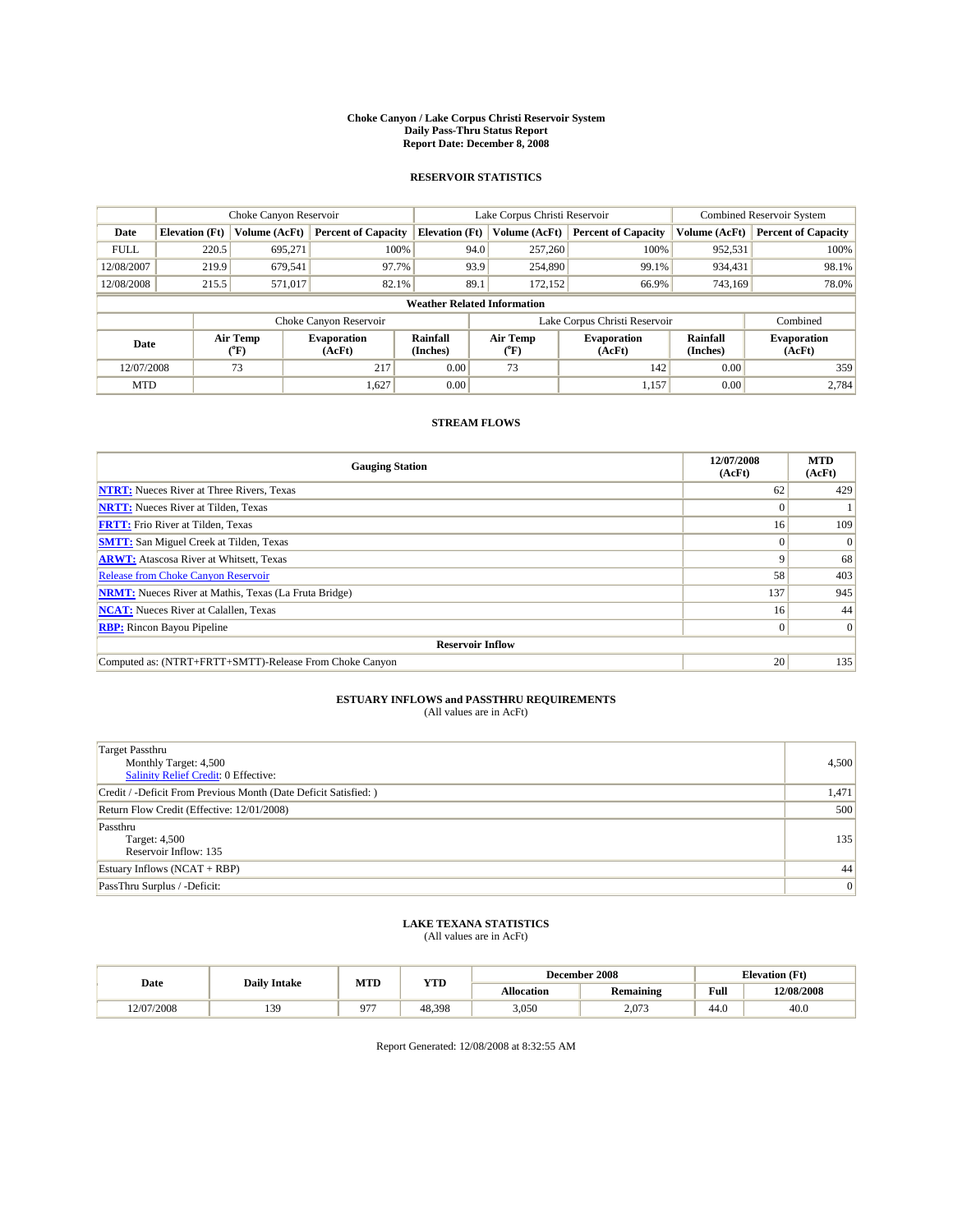# Choke Canyon / Lake Corpus Christi Reservoir System
## Daily Pass-Thru Status Report
## Report Date: December 8, 2008

### RESERVOIR STATISTICS

| | Choke Canyon Reservoir | | | Lake Corpus Christi Reservoir | | | Combined Reservoir System | |
|---|---|---|---|---|---|---|---|---|
| Date | Elevation (Ft) | Volume (AcFt) | Percent of Capacity | Elevation (Ft) | Volume (AcFt) | Percent of Capacity | Volume (AcFt) | Percent of Capacity |
| FULL | 220.5 | 695,271 | 100% | 94.0 | 257,260 | 100% | 952,531 | 100% |
| 12/08/2007 | 219.9 | 679,541 | 97.7% | 93.9 | 254,890 | 99.1% | 934,431 | 98.1% |
| 12/08/2008 | 215.5 | 571,017 | 82.1% | 89.1 | 172,152 | 66.9% | 743,169 | 78.0% |

**Weather Related Information**

| | Choke Canyon Reservoir | | | Lake Corpus Christi Reservoir | | | Combined |
|---|---|---|---|---|---|---|---|
| Date | Air Temp (°F) | Evaporation (AcFt) | Rainfall (Inches) | Air Temp (°F) | Evaporation (AcFt) | Rainfall (Inches) | Evaporation (AcFt) |
| 12/07/2008 | 73 | 217 | 0.00 | 73 | 142 | 0.00 | 359 |
| MTD | | 1,627 | 0.00 | | 1,157 | 0.00 | 2,784 |

### STREAM FLOWS

| Gauging Station | 12/07/2008 (AcFt) | MTD (AcFt) |
|---|---|---|
| NTRT: Nueces River at Three Rivers, Texas | 62 | 429 |
| NRTT: Nueces River at Tilden, Texas | 0 | 1 |
| FRTT: Frio River at Tilden, Texas | 16 | 109 |
| SMTT: San Miguel Creek at Tilden, Texas | 0 | 0 |
| ARWT: Atascosa River at Whitsett, Texas | 9 | 68 |
| Release from Choke Canyon Reservoir | 58 | 403 |
| NRMT: Nueces River at Mathis, Texas (La Fruta Bridge) | 137 | 945 |
| NCAT: Nueces River at Calallen, Texas | 16 | 44 |
| RBP: Rincon Bayou Pipeline | 0 | 0 |
| **Reservoir Inflow** | | |
| Computed as: (NTRT+FRTT+SMTT)-Release From Choke Canyon | 20 | 135 |

### ESTUARY INFLOWS and PASSTHRU REQUIREMENTS
(All values are in AcFt)

| | |
|---|---|
| Target Passthru<br>Monthly Target: 4,500<br>Salinity Relief Credit: 0 Effective: | 4,500 |
| Credit / -Deficit From Previous Month (Date Deficit Satisfied: ) | 1,471 |
| Return Flow Credit (Effective: 12/01/2008) | 500 |
| Passthru<br>Target: 4,500<br>Reservoir Inflow: 135 | 135 |
| Estuary Inflows (NCAT + RBP) | 44 |
| PassThru Surplus / -Deficit: | 0 |

### LAKE TEXANA STATISTICS
(All values are in AcFt)

| Date | Daily Intake | MTD | YTD | December 2008 | | Elevation (Ft) | |
|---|---|---|---|---|---|---|---|
| | | | | Allocation | Remaining | Full | 12/08/2008 |
| 12/07/2008 | 139 | 977 | 48,398 | 3,050 | 2,073 | 44.0 | 40.0 |

Report Generated: 12/08/2008 at 8:32:55 AM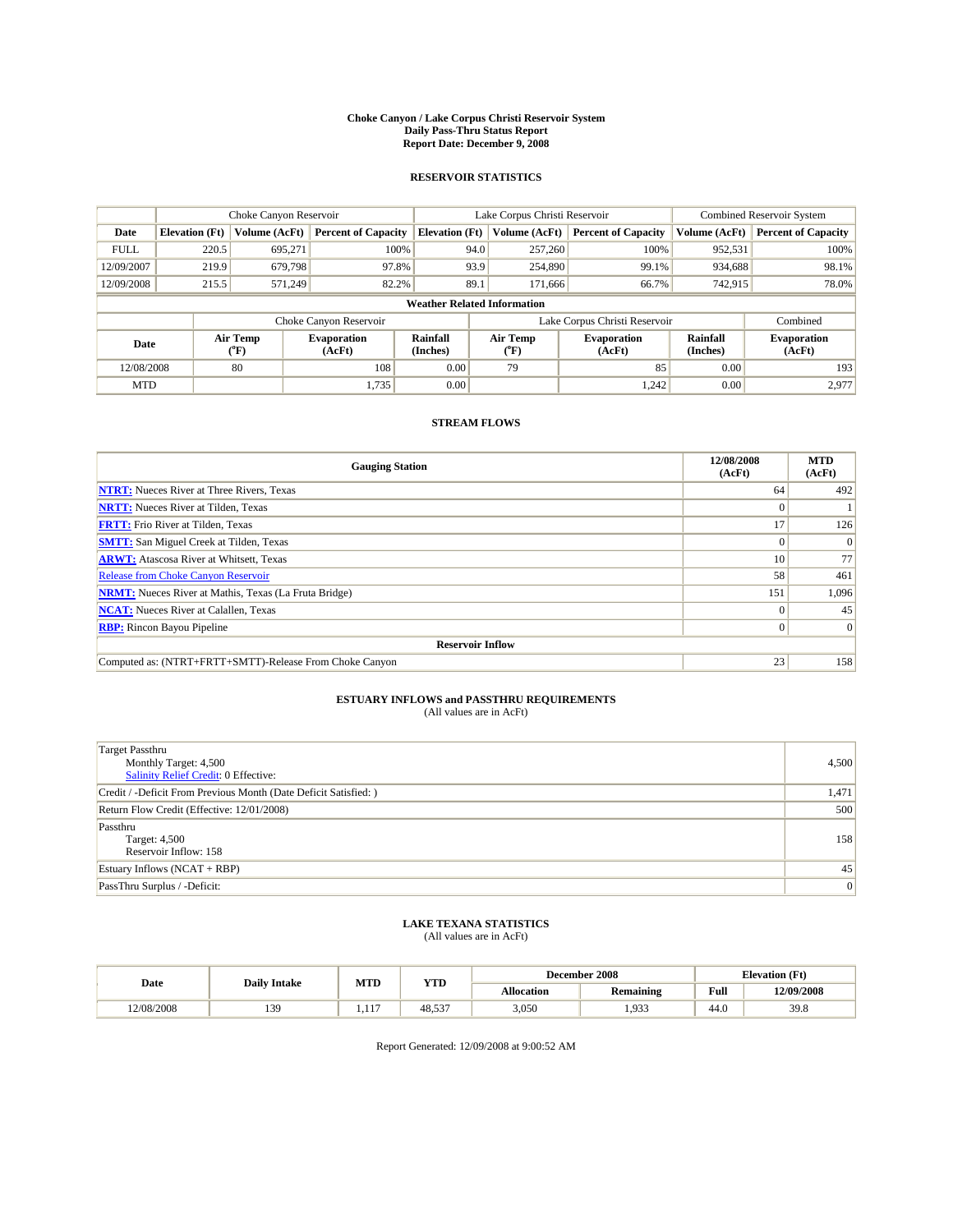# Choke Canyon / Lake Corpus Christi Reservoir System
## Daily Pass-Thru Status Report
## Report Date: December 9, 2008

### RESERVOIR STATISTICS

| | Choke Canyon Reservoir | | | Lake Corpus Christi Reservoir | | | Combined Reservoir System | |
|---|---|---|---|---|---|---|---|---|
| Date | Elevation (Ft) | Volume (AcFt) | Percent of Capacity | Elevation (Ft) | Volume (AcFt) | Percent of Capacity | Volume (AcFt) | Percent of Capacity |
| FULL | 220.5 | 695,271 | 100% | 94.0 | 257,260 | 100% | 952,531 | 100% |
| 12/09/2007 | 219.9 | 679,798 | 97.8% | 93.9 | 254,890 | 99.1% | 934,688 | 98.1% |
| 12/09/2008 | 215.5 | 571,249 | 82.2% | 89.1 | 171,666 | 66.7% | 742,915 | 78.0% |

**Weather Related Information**

| | Choke Canyon Reservoir | | | Lake Corpus Christi Reservoir | | | Combined |
|---|---|---|---|---|---|---|---|
| Date | Air Temp (°F) | Evaporation (AcFt) | Rainfall (Inches) | Air Temp (°F) | Evaporation (AcFt) | Rainfall (Inches) | Evaporation (AcFt) |
| 12/08/2008 | 80 | 108 | 0.00 | 79 | 85 | 0.00 | 193 |
| MTD | | 1,735 | 0.00 | | 1,242 | 0.00 | 2,977 |

### STREAM FLOWS

| Gauging Station | 12/08/2008 (AcFt) | MTD (AcFt) |
|---|---|---|
| NTRT: Nueces River at Three Rivers, Texas | 64 | 492 |
| NRTT: Nueces River at Tilden, Texas | 0 | 1 |
| FRTT: Frio River at Tilden, Texas | 17 | 126 |
| SMTT: San Miguel Creek at Tilden, Texas | 0 | 0 |
| ARWT: Atascosa River at Whitsett, Texas | 10 | 77 |
| Release from Choke Canyon Reservoir | 58 | 461 |
| NRMT: Nueces River at Mathis, Texas (La Fruta Bridge) | 151 | 1,096 |
| NCAT: Nueces River at Calallen, Texas | 0 | 45 |
| RBP: Rincon Bayou Pipeline | 0 | 0 |
| **Reservoir Inflow** | | |
| Computed as: (NTRT+FRTT+SMTT)-Release From Choke Canyon | 23 | 158 |

### ESTUARY INFLOWS and PASSTHRU REQUIREMENTS
(All values are in AcFt)

| | |
|---|---|
| Target Passthru<br>Monthly Target: 4,500<br>Salinity Relief Credit: 0 Effective: | 4,500 |
| Credit / -Deficit From Previous Month (Date Deficit Satisfied: ) | 1,471 |
| Return Flow Credit (Effective: 12/01/2008) | 500 |
| Passthru<br>Target: 4,500<br>Reservoir Inflow: 158 | 158 |
| Estuary Inflows (NCAT + RBP) | 45 |
| PassThru Surplus / -Deficit: | 0 |

### LAKE TEXANA STATISTICS
(All values are in AcFt)

| Date | Daily Intake | MTD | YTD | December 2008 | | Elevation (Ft) | |
|---|---|---|---|---|---|---|---|
| | | | | Allocation | Remaining | Full | 12/09/2008 |
| 12/08/2008 | 139 | 1,117 | 48,537 | 3,050 | 1,933 | 44.0 | 39.8 |

Report Generated: 12/09/2008 at 9:00:52 AM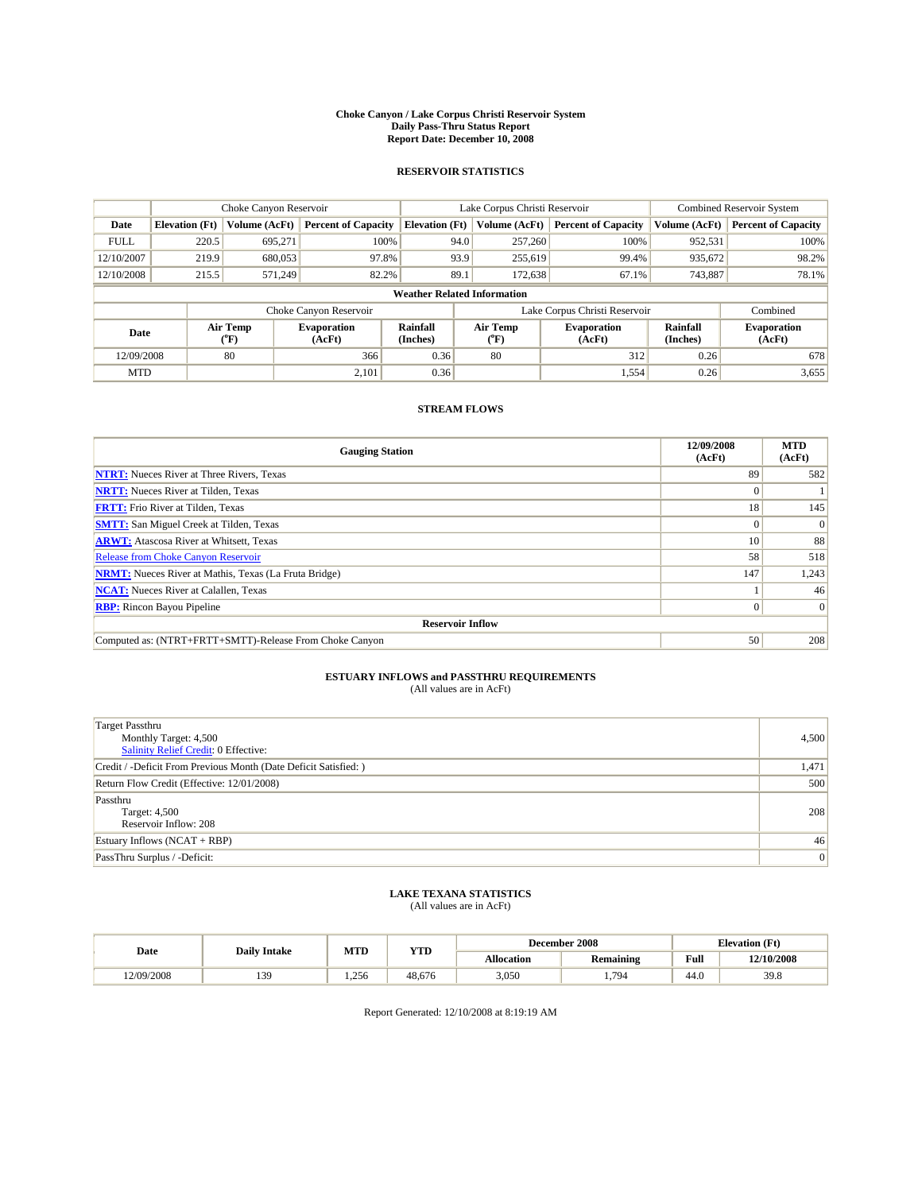# Choke Canyon / Lake Corpus Christi Reservoir System
## Daily Pass-Thru Status Report
### Report Date: December 10, 2008

## RESERVOIR STATISTICS

| | Choke Canyon Reservoir | | | Lake Corpus Christi Reservoir | | | Combined Reservoir System | |
|---|---|---|---|---|---|---|---|---|
| Date | Elevation (Ft) | Volume (AcFt) | Percent of Capacity | Elevation (Ft) | Volume (AcFt) | Percent of Capacity | Volume (AcFt) | Percent of Capacity |
| FULL | 220.5 | 695,271 | 100% | 94.0 | 257,260 | 100% | 952,531 | 100% |
| 12/10/2007 | 219.9 | 680,053 | 97.8% | 93.9 | 255,619 | 99.4% | 935,672 | 98.2% |
| 12/10/2008 | 215.5 | 571,249 | 82.2% | 89.1 | 172,638 | 67.1% | 743,887 | 78.1% |

**Weather Related Information**

| | Choke Canyon Reservoir | | | Lake Corpus Christi Reservoir | | | Combined |
|---|---|---|---|---|---|---|---|
| Date | Air Temp (°F) | Evaporation (AcFt) | Rainfall (Inches) | Air Temp (°F) | Evaporation (AcFt) | Rainfall (Inches) | Evaporation (AcFt) |
| 12/09/2008 | 80 | 366 | 0.36 | 80 | 312 | 0.26 | 678 |
| MTD | | 2,101 | 0.36 | | 1,554 | 0.26 | 3,655 |

## STREAM FLOWS

| Gauging Station | 12/09/2008 (AcFt) | MTD (AcFt) |
|---|---|---|
| **NTRT:** Nueces River at Three Rivers, Texas | 89 | 582 |
| **NRTT:** Nueces River at Tilden, Texas | 0 | 1 |
| **FRTT:** Frio River at Tilden, Texas | 18 | 145 |
| **SMTT:** San Miguel Creek at Tilden, Texas | 0 | 0 |
| **ARWT:** Atascosa River at Whitsett, Texas | 10 | 88 |
| Release from Choke Canyon Reservoir | 58 | 518 |
| **NRMT:** Nueces River at Mathis, Texas (La Fruta Bridge) | 147 | 1,243 |
| **NCAT:** Nueces River at Calallen, Texas | 1 | 46 |
| **RBP:** Rincon Bayou Pipeline | 0 | 0 |
| **Reservoir Inflow** | | |
| Computed as: (NTRT+FRTT+SMTT)-Release From Choke Canyon | 50 | 208 |

## ESTUARY INFLOWS and PASSTHRU REQUIREMENTS
(All values are in AcFt)

| | |
|---|---|
| Target Passthru<br>Monthly Target: 4,500<br>Salinity Relief Credit: 0 Effective: | 4,500 |
| Credit / -Deficit From Previous Month (Date Deficit Satisfied: ) | 1,471 |
| Return Flow Credit (Effective: 12/01/2008) | 500 |
| Passthru<br>Target: 4,500<br>Reservoir Inflow: 208 | 208 |
| Estuary Inflows (NCAT + RBP) | 46 |
| PassThru Surplus / -Deficit: | 0 |

## LAKE TEXANA STATISTICS
(All values are in AcFt)

| Date | Daily Intake | MTD | YTD | December 2008 | | Elevation (Ft) | |
|---|---|---|---|---|---|---|---|
| | | | | Allocation | Remaining | Full | 12/10/2008 |
| 12/09/2008 | 139 | 1,256 | 48,676 | 3,050 | 1,794 | 44.0 | 39.8 |

Report Generated: 12/10/2008 at 8:19:19 AM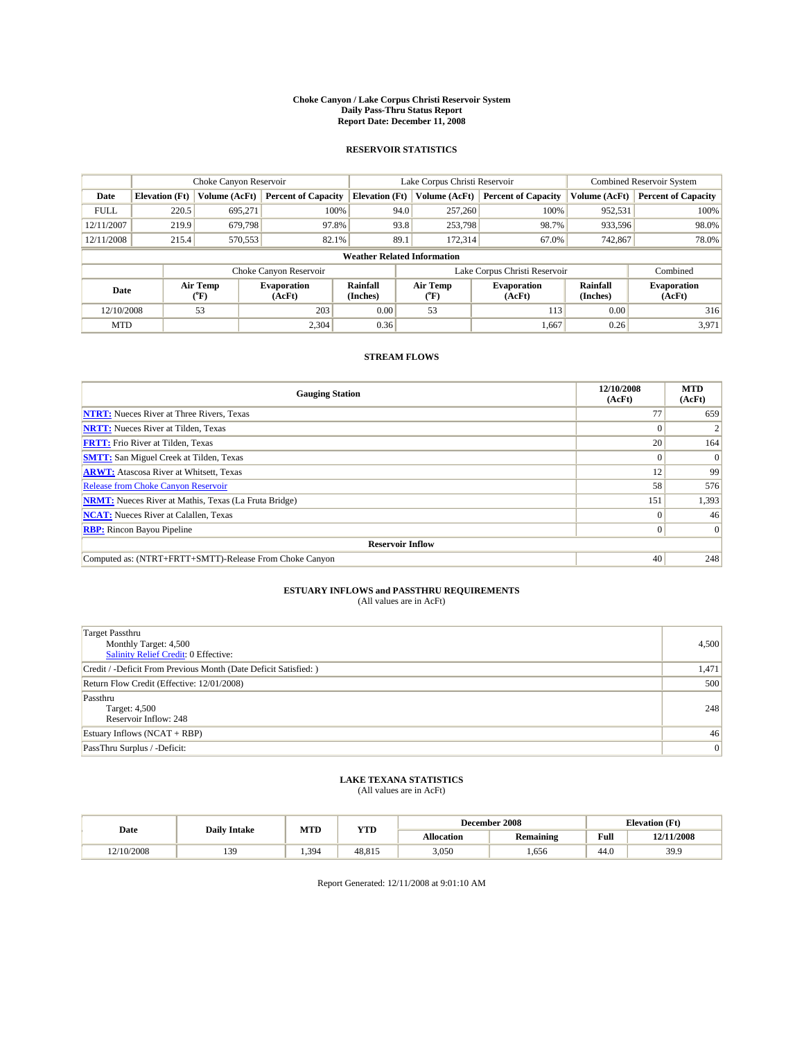# Choke Canyon / Lake Corpus Christi Reservoir System
## Daily Pass-Thru Status Report
## Report Date: December 11, 2008

### RESERVOIR STATISTICS

| | Choke Canyon Reservoir | | | Lake Corpus Christi Reservoir | | | Combined Reservoir System | |
|---|---|---|---|---|---|---|---|---|
| Date | Elevation (Ft) | Volume (AcFt) | Percent of Capacity | Elevation (Ft) | Volume (AcFt) | Percent of Capacity | Volume (AcFt) | Percent of Capacity |
| FULL | 220.5 | 695,271 | 100% | 94.0 | 257,260 | 100% | 952,531 | 100% |
| 12/11/2007 | 219.9 | 679,798 | 97.8% | 93.8 | 253,798 | 98.7% | 933,596 | 98.0% |
| 12/11/2008 | 215.4 | 570,553 | 82.1% | 89.1 | 172,314 | 67.0% | 742,867 | 78.0% |

**Weather Related Information**

| | Choke Canyon Reservoir | | | Lake Corpus Christi Reservoir | | | Combined |
|---|---|---|---|---|---|---|---|
| Date | Air Temp (°F) | Evaporation (AcFt) | Rainfall (Inches) | Air Temp (°F) | Evaporation (AcFt) | Rainfall (Inches) | Evaporation (AcFt) |
| 12/10/2008 | 53 | 203 | 0.00 | 53 | 113 | 0.00 | 316 |
| MTD | | 2,304 | 0.36 | | 1,667 | 0.26 | 3,971 |

### STREAM FLOWS

| Gauging Station | 12/10/2008 (AcFt) | MTD (AcFt) |
|---|---|---|
| NTRT: Nueces River at Three Rivers, Texas | 77 | 659 |
| NRTT: Nueces River at Tilden, Texas | 0 | 2 |
| FRTT: Frio River at Tilden, Texas | 20 | 164 |
| SMTT: San Miguel Creek at Tilden, Texas | 0 | 0 |
| ARWT: Atascosa River at Whitsett, Texas | 12 | 99 |
| Release from Choke Canyon Reservoir | 58 | 576 |
| NRMT: Nueces River at Mathis, Texas (La Fruta Bridge) | 151 | 1,393 |
| NCAT: Nueces River at Calallen, Texas | 0 | 46 |
| RBP: Rincon Bayou Pipeline | 0 | 0 |
| **Reservoir Inflow** | | |
| Computed as: (NTRT+FRTT+SMTT)-Release From Choke Canyon | 40 | 248 |

### ESTUARY INFLOWS and PASSTHRU REQUIREMENTS
(All values are in AcFt)

| | |
|---|---|
| Target Passthru<br>Monthly Target: 4,500<br>Salinity Relief Credit: 0 Effective: | 4,500 |
| Credit / -Deficit From Previous Month (Date Deficit Satisfied: ) | 1,471 |
| Return Flow Credit (Effective: 12/01/2008) | 500 |
| Passthru<br>Target: 4,500<br>Reservoir Inflow: 248 | 248 |
| Estuary Inflows (NCAT + RBP) | 46 |
| PassThru Surplus / -Deficit: | 0 |

### LAKE TEXANA STATISTICS
(All values are in AcFt)

| Date | Daily Intake | MTD | YTD | December 2008 | | Elevation (Ft) | |
|---|---|---|---|---|---|---|---|
| | | | | Allocation | Remaining | Full | 12/11/2008 |
| 12/10/2008 | 139 | 1,394 | 48,815 | 3,050 | 1,656 | 44.0 | 39.9 |

Report Generated: 12/11/2008 at 9:01:10 AM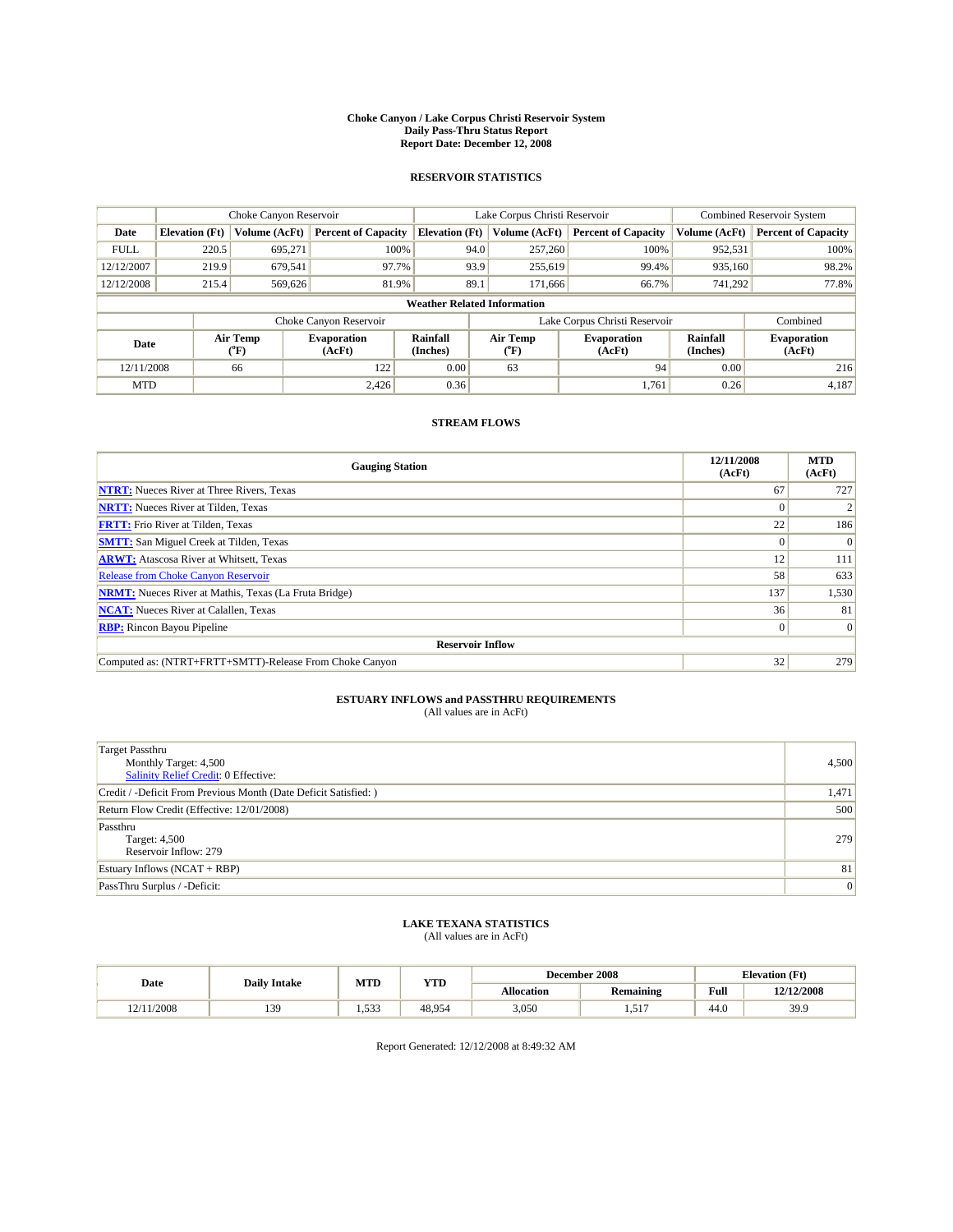# Choke Canyon / Lake Corpus Christi Reservoir System
## Daily Pass-Thru Status Report
### Report Date: December 12, 2008

## RESERVOIR STATISTICS

| | Choke Canyon Reservoir | | | Lake Corpus Christi Reservoir | | | Combined Reservoir System | |
|---|---|---|---|---|---|---|---|---|
| Date | Elevation (Ft) | Volume (AcFt) | Percent of Capacity | Elevation (Ft) | Volume (AcFt) | Percent of Capacity | Volume (AcFt) | Percent of Capacity |
| FULL | 220.5 | 695,271 | 100% | 94.0 | 257,260 | 100% | 952,531 | 100% |
| 12/12/2007 | 219.9 | 679,541 | 97.7% | 93.9 | 255,619 | 99.4% | 935,160 | 98.2% |
| 12/12/2008 | 215.4 | 569,626 | 81.9% | 89.1 | 171,666 | 66.7% | 741,292 | 77.8% |

**Weather Related Information**

| | Choke Canyon Reservoir | | | Lake Corpus Christi Reservoir | | | Combined |
|---|---|---|---|---|---|---|---|
| Date | Air Temp (°F) | Evaporation (AcFt) | Rainfall (Inches) | Air Temp (°F) | Evaporation (AcFt) | Rainfall (Inches) | Evaporation (AcFt) |
| 12/11/2008 | 66 | 122 | 0.00 | 63 | 94 | 0.00 | 216 |
| MTD | | 2,426 | 0.36 | | 1,761 | 0.26 | 4,187 |

## STREAM FLOWS

| Gauging Station | 12/11/2008 (AcFt) | MTD (AcFt) |
|---|---|---|
| NTRT: Nueces River at Three Rivers, Texas | 67 | 727 |
| NRTT: Nueces River at Tilden, Texas | 0 | 2 |
| FRTT: Frio River at Tilden, Texas | 22 | 186 |
| SMTT: San Miguel Creek at Tilden, Texas | 0 | 0 |
| ARWT: Atascosa River at Whitsett, Texas | 12 | 111 |
| Release from Choke Canyon Reservoir | 58 | 633 |
| NRMT: Nueces River at Mathis, Texas (La Fruta Bridge) | 137 | 1,530 |
| NCAT: Nueces River at Calallen, Texas | 36 | 81 |
| RBP: Rincon Bayou Pipeline | 0 | 0 |
| **Reservoir Inflow** | | |
| Computed as: (NTRT+FRTT+SMTT)-Release From Choke Canyon | 32 | 279 |

## ESTUARY INFLOWS and PASSTHRU REQUIREMENTS
(All values are in AcFt)

| | |
|---|---|
| Target Passthru<br>Monthly Target: 4,500<br>Salinity Relief Credit: 0 Effective: | 4,500 |
| Credit / -Deficit From Previous Month (Date Deficit Satisfied: ) | 1,471 |
| Return Flow Credit (Effective: 12/01/2008) | 500 |
| Passthru<br>Target: 4,500<br>Reservoir Inflow: 279 | 279 |
| Estuary Inflows (NCAT + RBP) | 81 |
| PassThru Surplus / -Deficit: | 0 |

## LAKE TEXANA STATISTICS
(All values are in AcFt)

| Date | Daily Intake | MTD | YTD | December 2008 | | Elevation (Ft) | |
|---|---|---|---|---|---|---|---|
| | | | | Allocation | Remaining | Full | 12/12/2008 |
| 12/11/2008 | 139 | 1,533 | 48,954 | 3,050 | 1,517 | 44.0 | 39.9 |

Report Generated: 12/12/2008 at 8:49:32 AM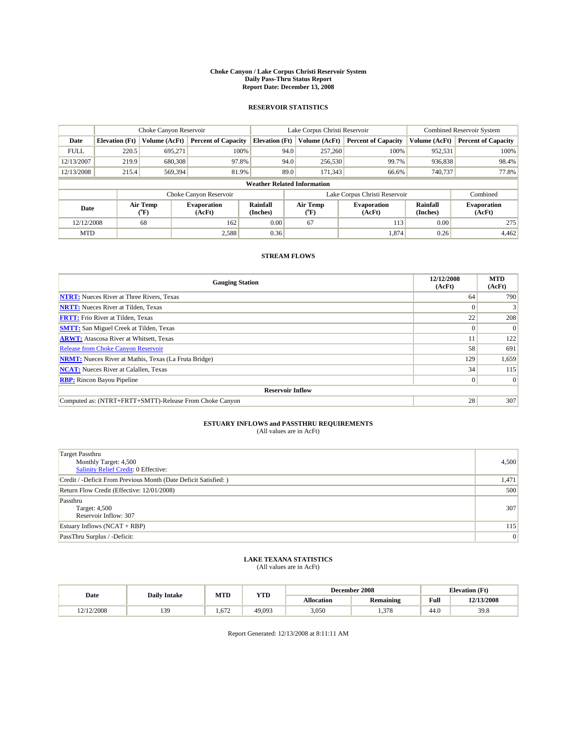**Choke Canyon / Lake Corpus Christi Reservoir System**
**Daily Pass-Thru Status Report**
**Report Date: December 13, 2008**

## RESERVOIR STATISTICS

| | Choke Canyon Reservoir | | | Lake Corpus Christi Reservoir | | | Combined Reservoir System | |
|---|---|---|---|---|---|---|---|---|
| **Date** | **Elevation (Ft)** | **Volume (AcFt)** | **Percent of Capacity** | **Elevation (Ft)** | **Volume (AcFt)** | **Percent of Capacity** | **Volume (AcFt)** | **Percent of Capacity** |
| FULL | 220.5 | 695,271 | 100% | 94.0 | 257,260 | 100% | 952,531 | 100% |
| 12/13/2007 | 219.9 | 680,308 | 97.8% | 94.0 | 256,530 | 99.7% | 936,838 | 98.4% |
| 12/13/2008 | 215.4 | 569,394 | 81.9% | 89.0 | 171,343 | 66.6% | 740,737 | 77.8% |

**Weather Related Information**

| | Choke Canyon Reservoir | | | Lake Corpus Christi Reservoir | | | Combined |
|---|---|---|---|---|---|---|---|
| **Date** | **Air Temp (°F)** | **Evaporation (AcFt)** | **Rainfall (Inches)** | **Air Temp (°F)** | **Evaporation (AcFt)** | **Rainfall (Inches)** | **Evaporation (AcFt)** |
| 12/12/2008 | 68 | 162 | 0.00 | 67 | 113 | 0.00 | 275 |
| MTD | | 2,588 | 0.36 | | 1,874 | 0.26 | 4,462 |

## STREAM FLOWS

| Gauging Station | 12/12/2008 (AcFt) | MTD (AcFt) |
|---|---|---|
| **NTRT:** Nueces River at Three Rivers, Texas | 64 | 790 |
| **NRTT:** Nueces River at Tilden, Texas | 0 | 3 |
| **FRTT:** Frio River at Tilden, Texas | 22 | 208 |
| **SMTT:** San Miguel Creek at Tilden, Texas | 0 | 0 |
| **ARWT:** Atascosa River at Whitsett, Texas | 11 | 122 |
| Release from Choke Canyon Reservoir | 58 | 691 |
| **NRMT:** Nueces River at Mathis, Texas (La Fruta Bridge) | 129 | 1,659 |
| **NCAT:** Nueces River at Calallen, Texas | 34 | 115 |
| **RBP:** Rincon Bayou Pipeline | 0 | 0 |
| **Reservoir Inflow** | | |
| Computed as: (NTRT+FRTT+SMTT)-Release From Choke Canyon | 28 | 307 |

## ESTUARY INFLOWS and PASSTHRU REQUIREMENTS
(All values are in AcFt)

| | |
|---|---|
| Target Passthru<br>Monthly Target: 4,500<br>Salinity Relief Credit: 0 Effective: | 4,500 |
| Credit / -Deficit From Previous Month (Date Deficit Satisfied: ) | 1,471 |
| Return Flow Credit (Effective: 12/01/2008) | 500 |
| Passthru<br>Target: 4,500<br>Reservoir Inflow: 307 | 307 |
| Estuary Inflows (NCAT + RBP) | 115 |
| PassThru Surplus / -Deficit: | 0 |

## LAKE TEXANA STATISTICS
(All values are in AcFt)

| Date | Daily Intake | MTD | YTD | December 2008 | | Elevation (Ft) | |
|---|---|---|---|---|---|---|---|
| | | | | **Allocation** | **Remaining** | **Full** | **12/13/2008** |
| 12/12/2008 | 139 | 1,672 | 49,093 | 3,050 | 1,378 | 44.0 | 39.8 |

Report Generated: 12/13/2008 at 8:11:11 AM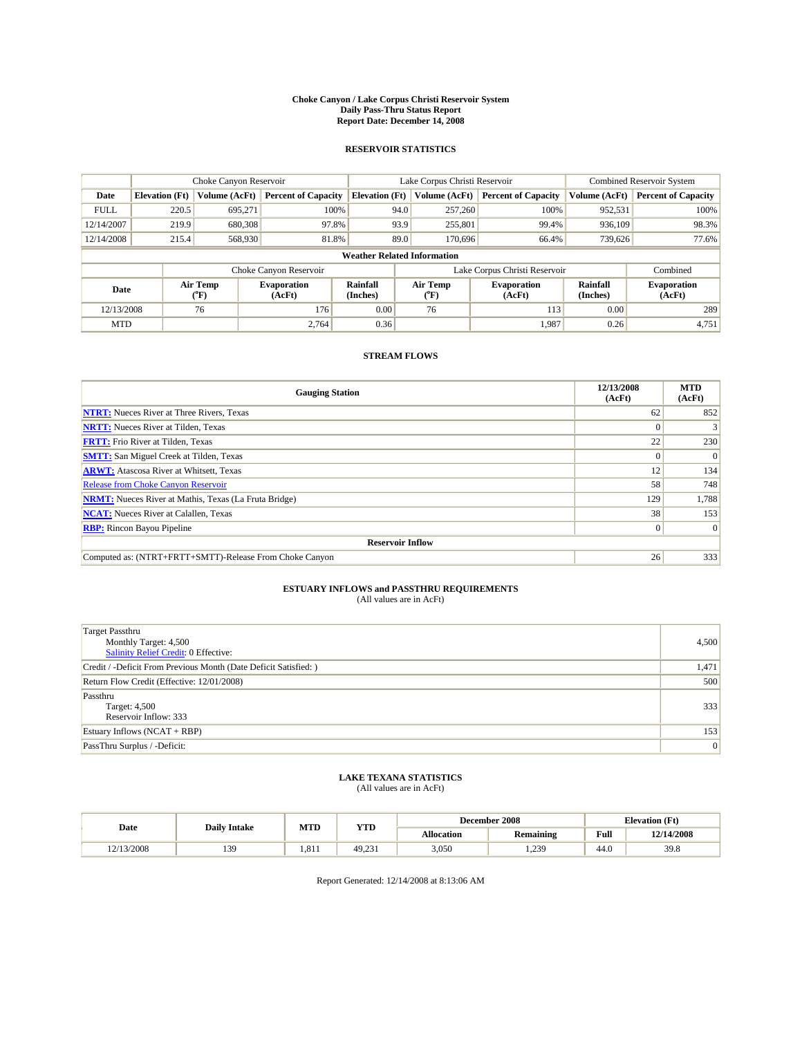# Choke Canyon / Lake Corpus Christi Reservoir System
## Daily Pass-Thru Status Report
### Report Date: December 14, 2008

## RESERVOIR STATISTICS

| | Choke Canyon Reservoir | | | Lake Corpus Christi Reservoir | | | Combined Reservoir System | |
|---|---|---|---|---|---|---|---|---|
| Date | Elevation (Ft) | Volume (AcFt) | Percent of Capacity | Elevation (Ft) | Volume (AcFt) | Percent of Capacity | Volume (AcFt) | Percent of Capacity |
| FULL | 220.5 | 695,271 | 100% | 94.0 | 257,260 | 100% | 952,531 | 100% |
| 12/14/2007 | 219.9 | 680,308 | 97.8% | 93.9 | 255,801 | 99.4% | 936,109 | 98.3% |
| 12/14/2008 | 215.4 | 568,930 | 81.8% | 89.0 | 170,696 | 66.4% | 739,626 | 77.6% |

**Weather Related Information**

| | Choke Canyon Reservoir | | | Lake Corpus Christi Reservoir | | | Combined |
|---|---|---|---|---|---|---|---|
| Date | Air Temp (°F) | Evaporation (AcFt) | Rainfall (Inches) | Air Temp (°F) | Evaporation (AcFt) | Rainfall (Inches) | Evaporation (AcFt) |
| 12/13/2008 | 76 | 176 | 0.00 | 76 | 113 | 0.00 | 289 |
| MTD | | 2,764 | 0.36 | | 1,987 | 0.26 | 4,751 |

## STREAM FLOWS

| Gauging Station | 12/13/2008 (AcFt) | MTD (AcFt) |
|---|---|---|
| NTRT: Nueces River at Three Rivers, Texas | 62 | 852 |
| NRTT: Nueces River at Tilden, Texas | 0 | 3 |
| FRTT: Frio River at Tilden, Texas | 22 | 230 |
| SMTT: San Miguel Creek at Tilden, Texas | 0 | 0 |
| ARWT: Atascosa River at Whitsett, Texas | 12 | 134 |
| Release from Choke Canyon Reservoir | 58 | 748 |
| NRMT: Nueces River at Mathis, Texas (La Fruta Bridge) | 129 | 1,788 |
| NCAT: Nueces River at Calallen, Texas | 38 | 153 |
| RBP: Rincon Bayou Pipeline | 0 | 0 |
| **Reservoir Inflow** | | |
| Computed as: (NTRT+FRTT+SMTT)-Release From Choke Canyon | 26 | 333 |

## ESTUARY INFLOWS and PASSTHRU REQUIREMENTS
(All values are in AcFt)

| | |
|---|---|
| Target Passthru<br>Monthly Target: 4,500<br>Salinity Relief Credit: 0 Effective: | 4,500 |
| Credit / -Deficit From Previous Month (Date Deficit Satisfied: ) | 1,471 |
| Return Flow Credit (Effective: 12/01/2008) | 500 |
| Passthru<br>Target: 4,500<br>Reservoir Inflow: 333 | 333 |
| Estuary Inflows (NCAT + RBP) | 153 |
| PassThru Surplus / -Deficit: | 0 |

## LAKE TEXANA STATISTICS
(All values are in AcFt)

| Date | Daily Intake | MTD | YTD | December 2008 | | Elevation (Ft) | |
|---|---|---|---|---|---|---|---|
| | | | | Allocation | Remaining | Full | 12/14/2008 |
| 12/13/2008 | 139 | 1,811 | 49,231 | 3,050 | 1,239 | 44.0 | 39.8 |

Report Generated: 12/14/2008 at 8:13:06 AM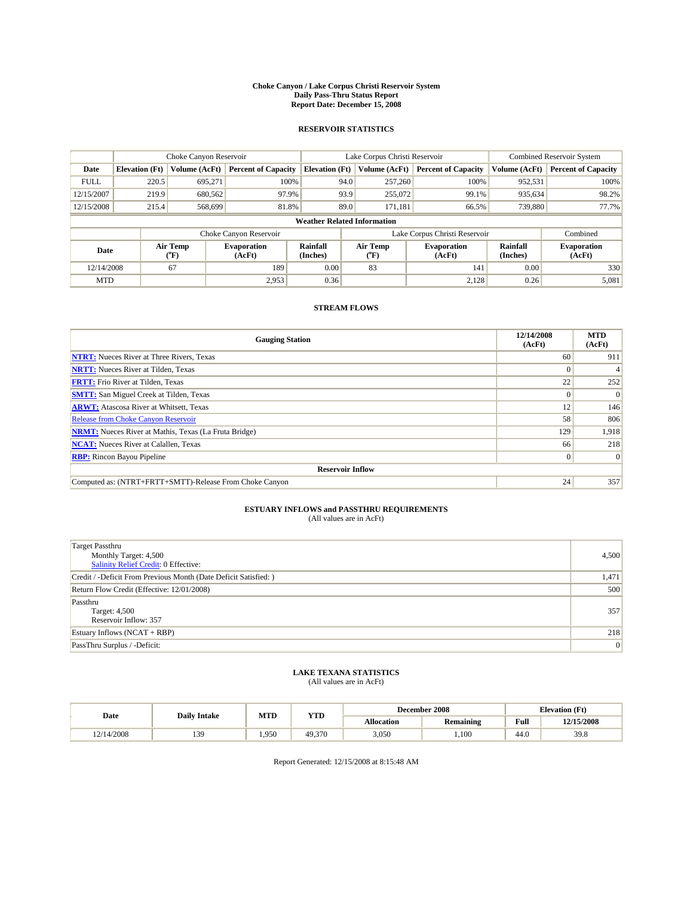# Choke Canyon / Lake Corpus Christi Reservoir System
## Daily Pass-Thru Status Report
## Report Date: December 15, 2008

### RESERVOIR STATISTICS

| | Choke Canyon Reservoir | | | Lake Corpus Christi Reservoir | | | Combined Reservoir System | |
|---|---|---|---|---|---|---|---|---|
| Date | Elevation (Ft) | Volume (AcFt) | Percent of Capacity | Elevation (Ft) | Volume (AcFt) | Percent of Capacity | Volume (AcFt) | Percent of Capacity |
| FULL | 220.5 | 695,271 | 100% | 94.0 | 257,260 | 100% | 952,531 | 100% |
| 12/15/2007 | 219.9 | 680,562 | 97.9% | 93.9 | 255,072 | 99.1% | 935,634 | 98.2% |
| 12/15/2008 | 215.4 | 568,699 | 81.8% | 89.0 | 171,181 | 66.5% | 739,880 | 77.7% |

**Weather Related Information**

| | Choke Canyon Reservoir | | | Lake Corpus Christi Reservoir | | | Combined |
|---|---|---|---|---|---|---|---|
| Date | Air Temp (°F) | Evaporation (AcFt) | Rainfall (Inches) | Air Temp (°F) | Evaporation (AcFt) | Rainfall (Inches) | Evaporation (AcFt) |
| 12/14/2008 | 67 | 189 | 0.00 | 83 | 141 | 0.00 | 330 |
| MTD | | 2,953 | 0.36 | | 2,128 | 0.26 | 5,081 |

### STREAM FLOWS

| Gauging Station | 12/14/2008 (AcFt) | MTD (AcFt) |
|---|---|---|
| NTRT: Nueces River at Three Rivers, Texas | 60 | 911 |
| NRTT: Nueces River at Tilden, Texas | 0 | 4 |
| FRTT: Frio River at Tilden, Texas | 22 | 252 |
| SMTT: San Miguel Creek at Tilden, Texas | 0 | 0 |
| ARWT: Atascosa River at Whitsett, Texas | 12 | 146 |
| Release from Choke Canyon Reservoir | 58 | 806 |
| NRMT: Nueces River at Mathis, Texas (La Fruta Bridge) | 129 | 1,918 |
| NCAT: Nueces River at Calallen, Texas | 66 | 218 |
| RBP: Rincon Bayou Pipeline | 0 | 0 |
| **Reservoir Inflow** | | |
| Computed as: (NTRT+FRTT+SMTT)-Release From Choke Canyon | 24 | 357 |

### ESTUARY INFLOWS and PASSTHRU REQUIREMENTS
(All values are in AcFt)

| | |
|---|---|
| Target Passthru<br>Monthly Target: 4,500<br>Salinity Relief Credit: 0 Effective: | 4,500 |
| Credit / -Deficit From Previous Month (Date Deficit Satisfied: ) | 1,471 |
| Return Flow Credit (Effective: 12/01/2008) | 500 |
| Passthru<br>Target: 4,500<br>Reservoir Inflow: 357 | 357 |
| Estuary Inflows (NCAT + RBP) | 218 |
| PassThru Surplus / -Deficit: | 0 |

### LAKE TEXANA STATISTICS
(All values are in AcFt)

| Date | Daily Intake | MTD | YTD | December 2008 | | Elevation (Ft) | |
|---|---|---|---|---|---|---|---|
| | | | | Allocation | Remaining | Full | 12/15/2008 |
| 12/14/2008 | 139 | 1,950 | 49,370 | 3,050 | 1,100 | 44.0 | 39.8 |

Report Generated: 12/15/2008 at 8:15:48 AM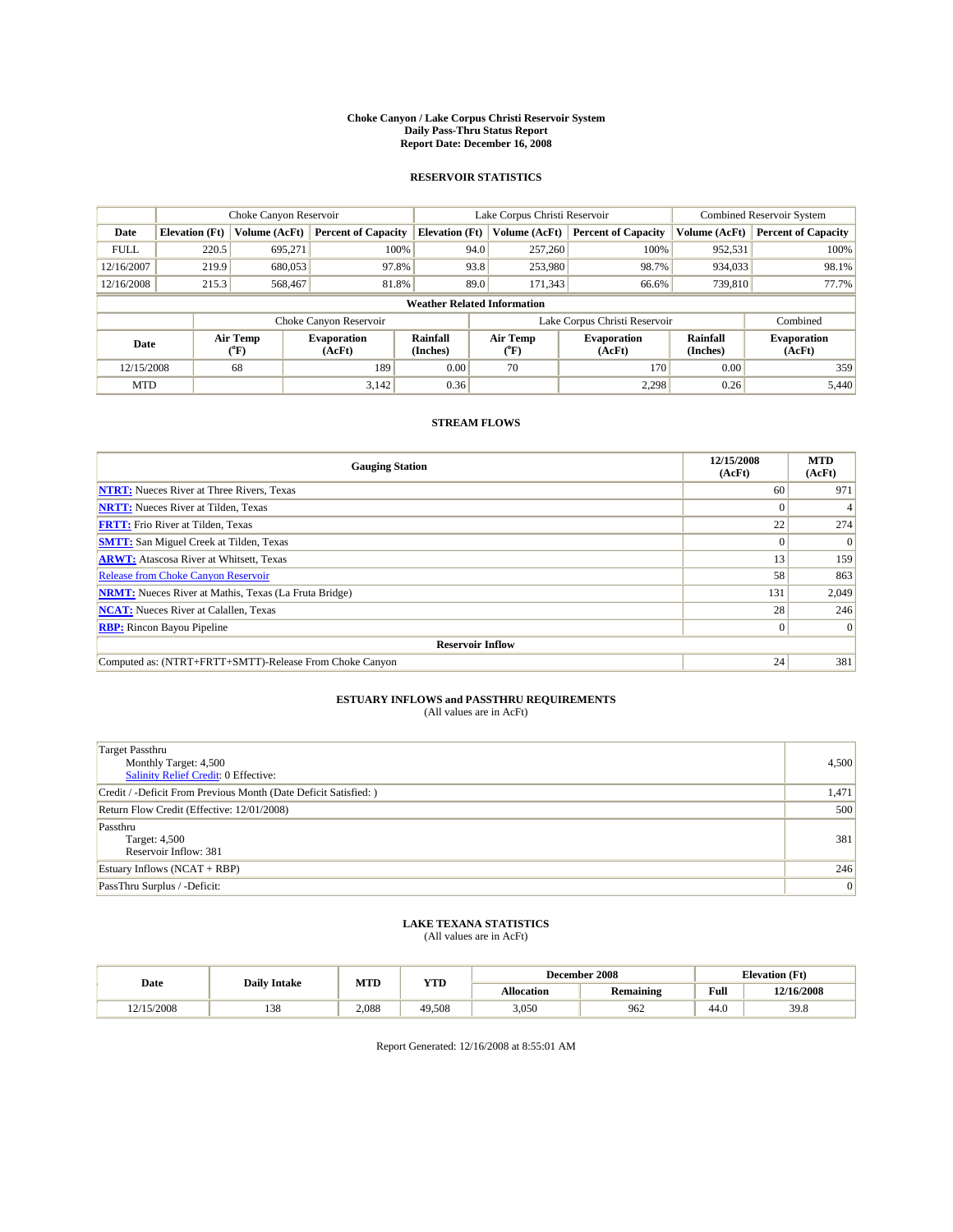# Choke Canyon / Lake Corpus Christi Reservoir System
## Daily Pass-Thru Status Report
### Report Date: December 16, 2008

## RESERVOIR STATISTICS

| | Choke Canyon Reservoir | | | Lake Corpus Christi Reservoir | | | Combined Reservoir System | |
|---|---|---|---|---|---|---|---|---|
| Date | Elevation (Ft) | Volume (AcFt) | Percent of Capacity | Elevation (Ft) | Volume (AcFt) | Percent of Capacity | Volume (AcFt) | Percent of Capacity |
| FULL | 220.5 | 695,271 | 100% | 94.0 | 257,260 | 100% | 952,531 | 100% |
| 12/16/2007 | 219.9 | 680,053 | 97.8% | 93.8 | 253,980 | 98.7% | 934,033 | 98.1% |
| 12/16/2008 | 215.3 | 568,467 | 81.8% | 89.0 | 171,343 | 66.6% | 739,810 | 77.7% |

**Weather Related Information**

| | Choke Canyon Reservoir | | | Lake Corpus Christi Reservoir | | | Combined |
|---|---|---|---|---|---|---|---|
| Date | Air Temp (°F) | Evaporation (AcFt) | Rainfall (Inches) | Air Temp (°F) | Evaporation (AcFt) | Rainfall (Inches) | Evaporation (AcFt) |
| 12/15/2008 | 68 | 189 | 0.00 | 70 | 170 | 0.00 | 359 |
| MTD | | 3,142 | 0.36 | | 2,298 | 0.26 | 5,440 |

## STREAM FLOWS

| Gauging Station | 12/15/2008 (AcFt) | MTD (AcFt) |
|---|---|---|
| NTRT: Nueces River at Three Rivers, Texas | 60 | 971 |
| NRTT: Nueces River at Tilden, Texas | 0 | 4 |
| FRTT: Frio River at Tilden, Texas | 22 | 274 |
| SMTT: San Miguel Creek at Tilden, Texas | 0 | 0 |
| ARWT: Atascosa River at Whitsett, Texas | 13 | 159 |
| Release from Choke Canyon Reservoir | 58 | 863 |
| NRMT: Nueces River at Mathis, Texas (La Fruta Bridge) | 131 | 2,049 |
| NCAT: Nueces River at Calallen, Texas | 28 | 246 |
| RBP: Rincon Bayou Pipeline | 0 | 0 |
| **Reservoir Inflow** | | |
| Computed as: (NTRT+FRTT+SMTT)-Release From Choke Canyon | 24 | 381 |

## ESTUARY INFLOWS and PASSTHRU REQUIREMENTS
(All values are in AcFt)

| | |
|---|---|
| Target Passthru<br>Monthly Target: 4,500<br>Salinity Relief Credit: 0 Effective: | 4,500 |
| Credit / -Deficit From Previous Month (Date Deficit Satisfied: ) | 1,471 |
| Return Flow Credit (Effective: 12/01/2008) | 500 |
| Passthru<br>Target: 4,500<br>Reservoir Inflow: 381 | 381 |
| Estuary Inflows (NCAT + RBP) | 246 |
| PassThru Surplus / -Deficit: | 0 |

## LAKE TEXANA STATISTICS
(All values are in AcFt)

| Date | Daily Intake | MTD | YTD | December 2008 | | Elevation (Ft) | |
|---|---|---|---|---|---|---|---|
| | | | | Allocation | Remaining | Full | 12/16/2008 |
| 12/15/2008 | 138 | 2,088 | 49,508 | 3,050 | 962 | 44.0 | 39.8 |

Report Generated: 12/16/2008 at 8:55:01 AM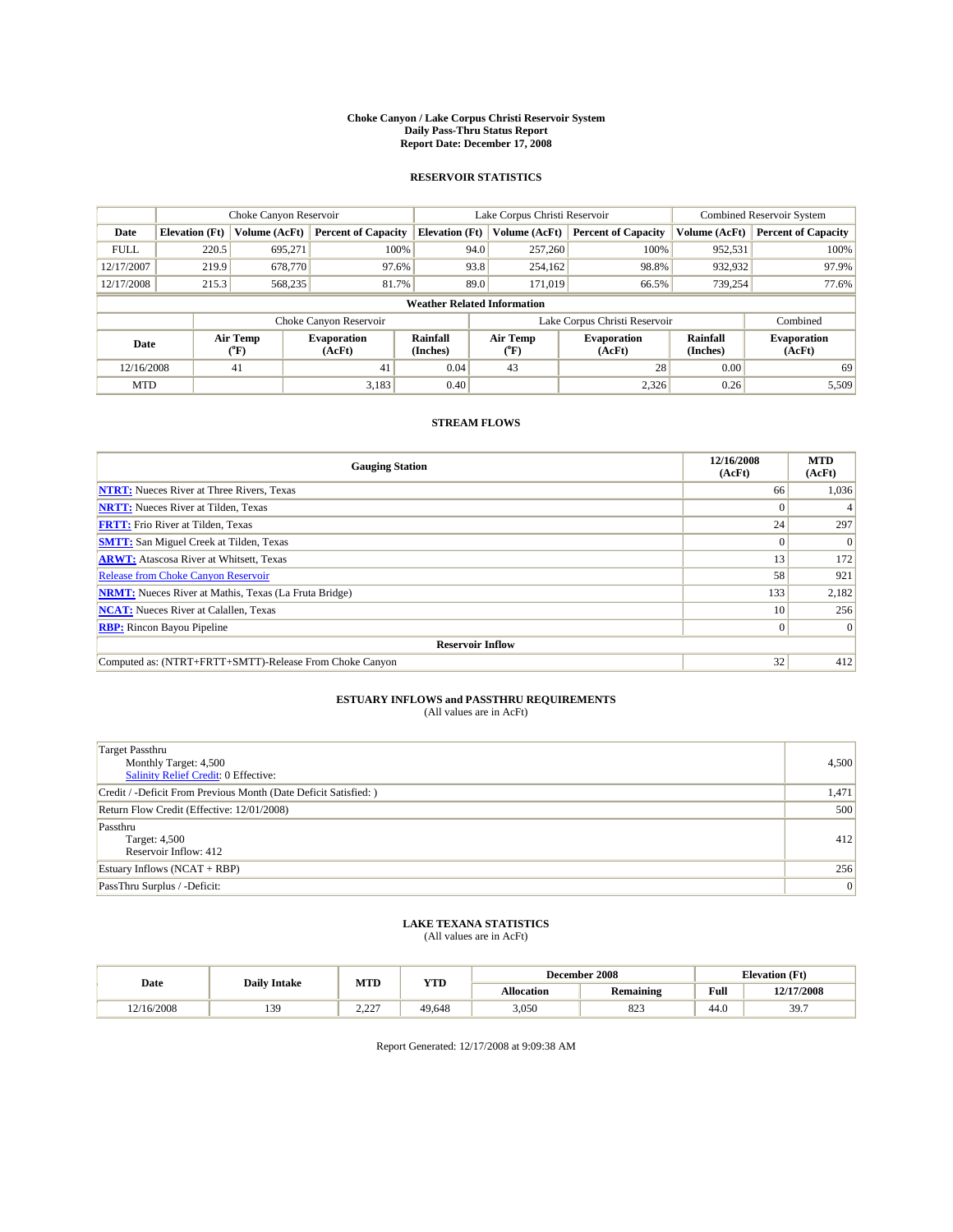# Choke Canyon / Lake Corpus Christi Reservoir System
## Daily Pass-Thru Status Report
### Report Date: December 17, 2008

## RESERVOIR STATISTICS

| | Choke Canyon Reservoir | | | Lake Corpus Christi Reservoir | | | Combined Reservoir System | |
|---|---|---|---|---|---|---|---|---|
| Date | Elevation (Ft) | Volume (AcFt) | Percent of Capacity | Elevation (Ft) | Volume (AcFt) | Percent of Capacity | Volume (AcFt) | Percent of Capacity |
| FULL | 220.5 | 695,271 | 100% | 94.0 | 257,260 | 100% | 952,531 | 100% |
| 12/17/2007 | 219.9 | 678,770 | 97.6% | 93.8 | 254,162 | 98.8% | 932,932 | 97.9% |
| 12/17/2008 | 215.3 | 568,235 | 81.7% | 89.0 | 171,019 | 66.5% | 739,254 | 77.6% |

**Weather Related Information**

| | Choke Canyon Reservoir | | | Lake Corpus Christi Reservoir | | | Combined |
|---|---|---|---|---|---|---|---|
| Date | Air Temp (°F) | Evaporation (AcFt) | Rainfall (Inches) | Air Temp (°F) | Evaporation (AcFt) | Rainfall (Inches) | Evaporation (AcFt) |
| 12/16/2008 | 41 | 41 | 0.04 | 43 | 28 | 0.00 | 69 |
| MTD | | 3,183 | 0.40 | | 2,326 | 0.26 | 5,509 |

## STREAM FLOWS

| Gauging Station | 12/16/2008 (AcFt) | MTD (AcFt) |
|---|---|---|
| NTRT: Nueces River at Three Rivers, Texas | 66 | 1,036 |
| NRTT: Nueces River at Tilden, Texas | 0 | 4 |
| FRTT: Frio River at Tilden, Texas | 24 | 297 |
| SMTT: San Miguel Creek at Tilden, Texas | 0 | 0 |
| ARWT: Atascosa River at Whitsett, Texas | 13 | 172 |
| Release from Choke Canyon Reservoir | 58 | 921 |
| NRMT: Nueces River at Mathis, Texas (La Fruta Bridge) | 133 | 2,182 |
| NCAT: Nueces River at Calallen, Texas | 10 | 256 |
| RBP: Rincon Bayou Pipeline | 0 | 0 |
| **Reservoir Inflow** | | |
| Computed as: (NTRT+FRTT+SMTT)-Release From Choke Canyon | 32 | 412 |

## ESTUARY INFLOWS and PASSTHRU REQUIREMENTS
(All values are in AcFt)

| | |
|---|---|
| Target Passthru<br>Monthly Target: 4,500<br>Salinity Relief Credit: 0 Effective: | 4,500 |
| Credit / -Deficit From Previous Month (Date Deficit Satisfied: ) | 1,471 |
| Return Flow Credit (Effective: 12/01/2008) | 500 |
| Passthru<br>Target: 4,500<br>Reservoir Inflow: 412 | 412 |
| Estuary Inflows (NCAT + RBP) | 256 |
| PassThru Surplus / -Deficit: | 0 |

## LAKE TEXANA STATISTICS
(All values are in AcFt)

| Date | Daily Intake | MTD | YTD | December 2008 | | Elevation (Ft) | |
|---|---|---|---|---|---|---|---|
| | | | | Allocation | Remaining | Full | 12/17/2008 |
| 12/16/2008 | 139 | 2,227 | 49,648 | 3,050 | 823 | 44.0 | 39.7 |

Report Generated: 12/17/2008 at 9:09:38 AM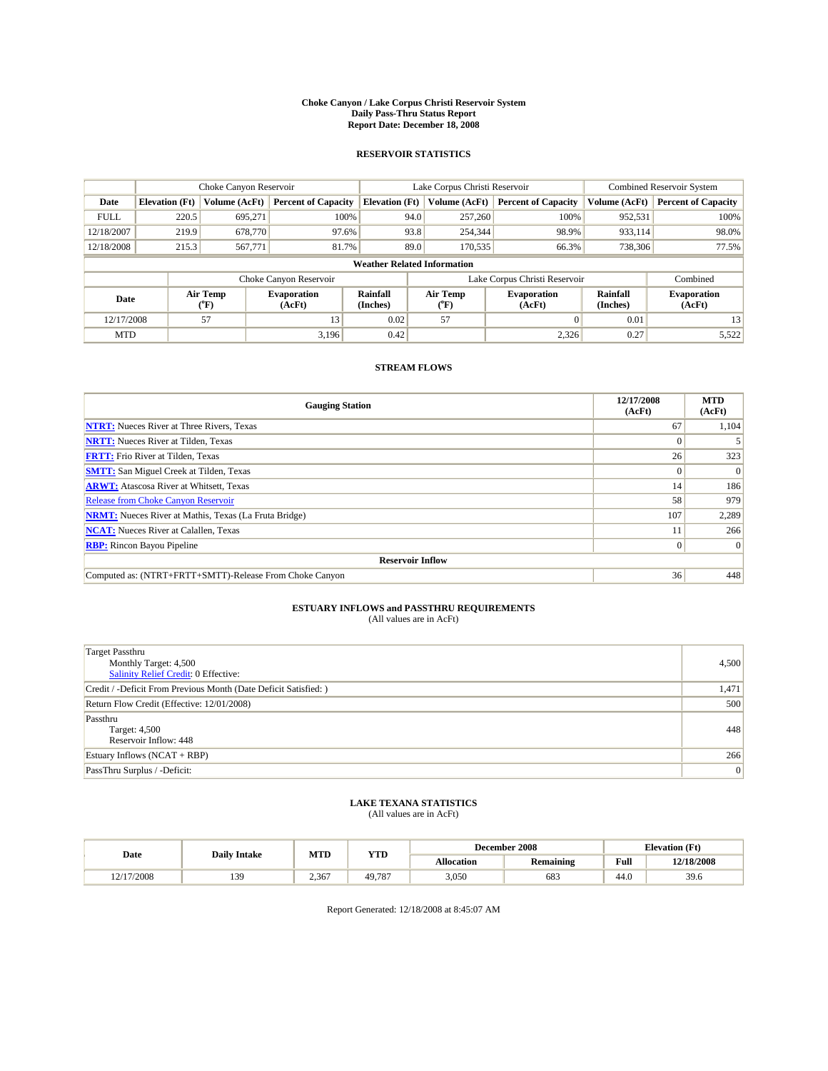# Choke Canyon / Lake Corpus Christi Reservoir System
## Daily Pass-Thru Status Report
### Report Date: December 18, 2008

## RESERVOIR STATISTICS

| | Choke Canyon Reservoir | | | Lake Corpus Christi Reservoir | | | Combined Reservoir System | |
|---|---|---|---|---|---|---|---|---|
| Date | Elevation (Ft) | Volume (AcFt) | Percent of Capacity | Elevation (Ft) | Volume (AcFt) | Percent of Capacity | Volume (AcFt) | Percent of Capacity |
| FULL | 220.5 | 695,271 | 100% | 94.0 | 257,260 | 100% | 952,531 | 100% |
| 12/18/2007 | 219.9 | 678,770 | 97.6% | 93.8 | 254,344 | 98.9% | 933,114 | 98.0% |
| 12/18/2008 | 215.3 | 567,771 | 81.7% | 89.0 | 170,535 | 66.3% | 738,306 | 77.5% |

**Weather Related Information**

| | Choke Canyon Reservoir | | | Lake Corpus Christi Reservoir | | | Combined |
|---|---|---|---|---|---|---|---|
| Date | Air Temp (°F) | Evaporation (AcFt) | Rainfall (Inches) | Air Temp (°F) | Evaporation (AcFt) | Rainfall (Inches) | Evaporation (AcFt) |
| 12/17/2008 | 57 | 13 | 0.02 | 57 | 0 | 0.01 | 13 |
| MTD | | 3,196 | 0.42 | | 2,326 | 0.27 | 5,522 |

## STREAM FLOWS

| Gauging Station | 12/17/2008 (AcFt) | MTD (AcFt) |
|---|---|---|
| NTRT: Nueces River at Three Rivers, Texas | 67 | 1,104 |
| NRTT: Nueces River at Tilden, Texas | 0 | 5 |
| FRTT: Frio River at Tilden, Texas | 26 | 323 |
| SMTT: San Miguel Creek at Tilden, Texas | 0 | 0 |
| ARWT: Atascosa River at Whitsett, Texas | 14 | 186 |
| Release from Choke Canyon Reservoir | 58 | 979 |
| NRMT: Nueces River at Mathis, Texas (La Fruta Bridge) | 107 | 2,289 |
| NCAT: Nueces River at Calallen, Texas | 11 | 266 |
| RBP: Rincon Bayou Pipeline | 0 | 0 |
| **Reservoir Inflow** | | |
| Computed as: (NTRT+FRTT+SMTT)-Release From Choke Canyon | 36 | 448 |

## ESTUARY INFLOWS and PASSTHRU REQUIREMENTS
(All values are in AcFt)

| | |
|---|---|
| Target Passthru<br>Monthly Target: 4,500<br>Salinity Relief Credit: 0 Effective: | 4,500 |
| Credit / -Deficit From Previous Month (Date Deficit Satisfied: ) | 1,471 |
| Return Flow Credit (Effective: 12/01/2008) | 500 |
| Passthru<br>Target: 4,500<br>Reservoir Inflow: 448 | 448 |
| Estuary Inflows (NCAT + RBP) | 266 |
| PassThru Surplus / -Deficit: | 0 |

## LAKE TEXANA STATISTICS
(All values are in AcFt)

| Date | Daily Intake | MTD | YTD | December 2008 | | Elevation (Ft) | |
|---|---|---|---|---|---|---|---|
| | | | | Allocation | Remaining | Full | 12/18/2008 |
| 12/17/2008 | 139 | 2,367 | 49,787 | 3,050 | 683 | 44.0 | 39.6 |

Report Generated: 12/18/2008 at 8:45:07 AM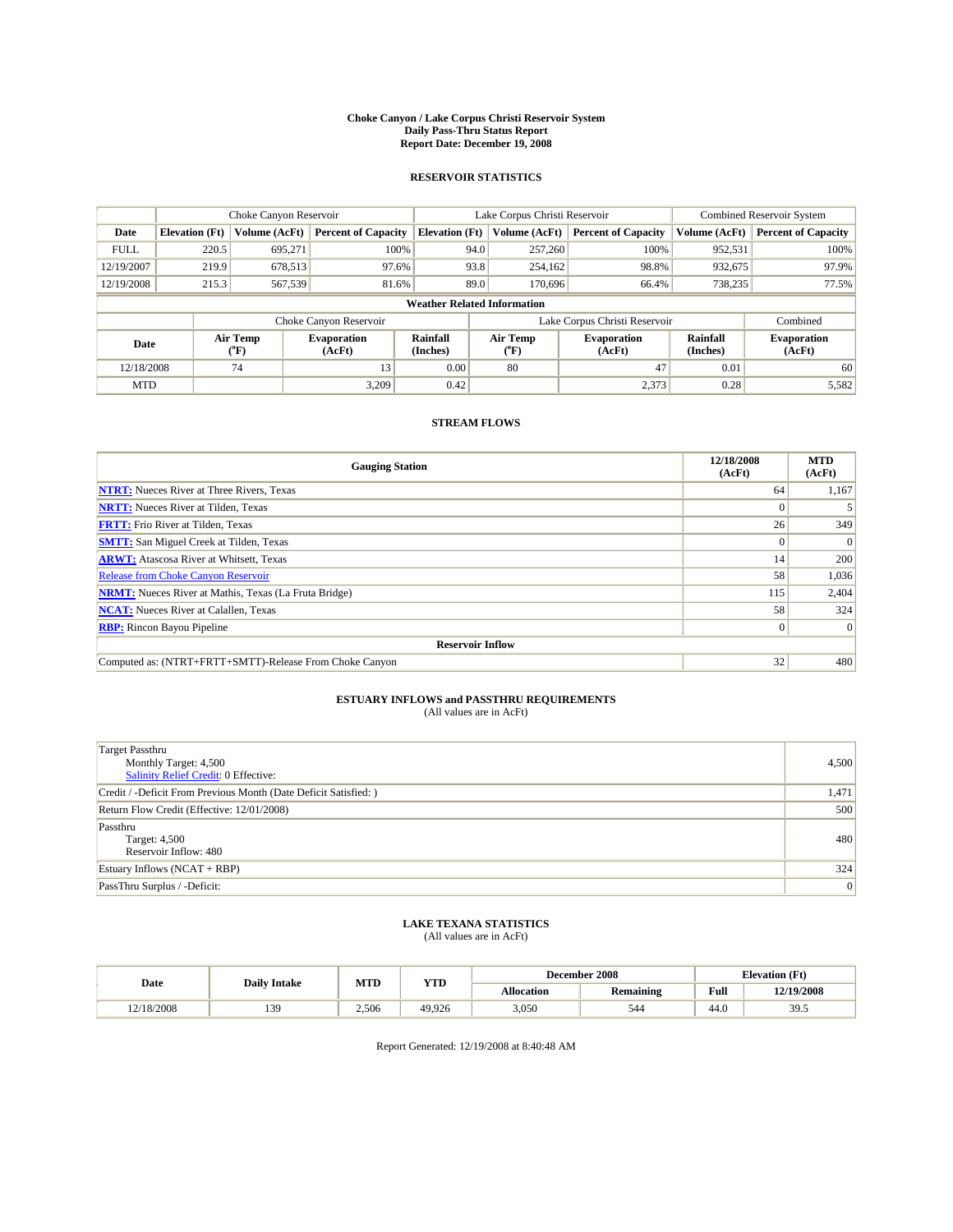# Choke Canyon / Lake Corpus Christi Reservoir System
## Daily Pass-Thru Status Report
### Report Date: December 19, 2008

## RESERVOIR STATISTICS

| | Choke Canyon Reservoir | | | Lake Corpus Christi Reservoir | | | Combined Reservoir System | |
|---|---|---|---|---|---|---|---|---|
| Date | Elevation (Ft) | Volume (AcFt) | Percent of Capacity | Elevation (Ft) | Volume (AcFt) | Percent of Capacity | Volume (AcFt) | Percent of Capacity |
| FULL | 220.5 | 695,271 | 100% | 94.0 | 257,260 | 100% | 952,531 | 100% |
| 12/19/2007 | 219.9 | 678,513 | 97.6% | 93.8 | 254,162 | 98.8% | 932,675 | 97.9% |
| 12/19/2008 | 215.3 | 567,539 | 81.6% | 89.0 | 170,696 | 66.4% | 738,235 | 77.5% |

**Weather Related Information**

| | Choke Canyon Reservoir | | | Lake Corpus Christi Reservoir | | | Combined |
|---|---|---|---|---|---|---|---|
| Date | Air Temp (°F) | Evaporation (AcFt) | Rainfall (Inches) | Air Temp (°F) | Evaporation (AcFt) | Rainfall (Inches) | Evaporation (AcFt) |
| 12/18/2008 | 74 | 13 | 0.00 | 80 | 47 | 0.01 | 60 |
| MTD | | 3,209 | 0.42 | | 2,373 | 0.28 | 5,582 |

## STREAM FLOWS

| Gauging Station | 12/18/2008 (AcFt) | MTD (AcFt) |
|---|---|---|
| NTRT: Nueces River at Three Rivers, Texas | 64 | 1,167 |
| NRTT: Nueces River at Tilden, Texas | 0 | 5 |
| FRTT: Frio River at Tilden, Texas | 26 | 349 |
| SMTT: San Miguel Creek at Tilden, Texas | 0 | 0 |
| ARWT: Atascosa River at Whitsett, Texas | 14 | 200 |
| Release from Choke Canyon Reservoir | 58 | 1,036 |
| NRMT: Nueces River at Mathis, Texas (La Fruta Bridge) | 115 | 2,404 |
| NCAT: Nueces River at Calallen, Texas | 58 | 324 |
| RBP: Rincon Bayou Pipeline | 0 | 0 |
| **Reservoir Inflow** | | |
| Computed as: (NTRT+FRTT+SMTT)-Release From Choke Canyon | 32 | 480 |

## ESTUARY INFLOWS and PASSTHRU REQUIREMENTS
(All values are in AcFt)

| | |
|---|---|
| Target Passthru<br>Monthly Target: 4,500<br>Salinity Relief Credit: 0 Effective: | 4,500 |
| Credit / -Deficit From Previous Month (Date Deficit Satisfied: ) | 1,471 |
| Return Flow Credit (Effective: 12/01/2008) | 500 |
| Passthru<br>Target: 4,500<br>Reservoir Inflow: 480 | 480 |
| Estuary Inflows (NCAT + RBP) | 324 |
| PassThru Surplus / -Deficit: | 0 |

## LAKE TEXANA STATISTICS
(All values are in AcFt)

| Date | Daily Intake | MTD | YTD | December 2008 | | Elevation (Ft) | |
|---|---|---|---|---|---|---|---|
| | | | | Allocation | Remaining | Full | 12/19/2008 |
| 12/18/2008 | 139 | 2,506 | 49,926 | 3,050 | 544 | 44.0 | 39.5 |

Report Generated: 12/19/2008 at 8:40:48 AM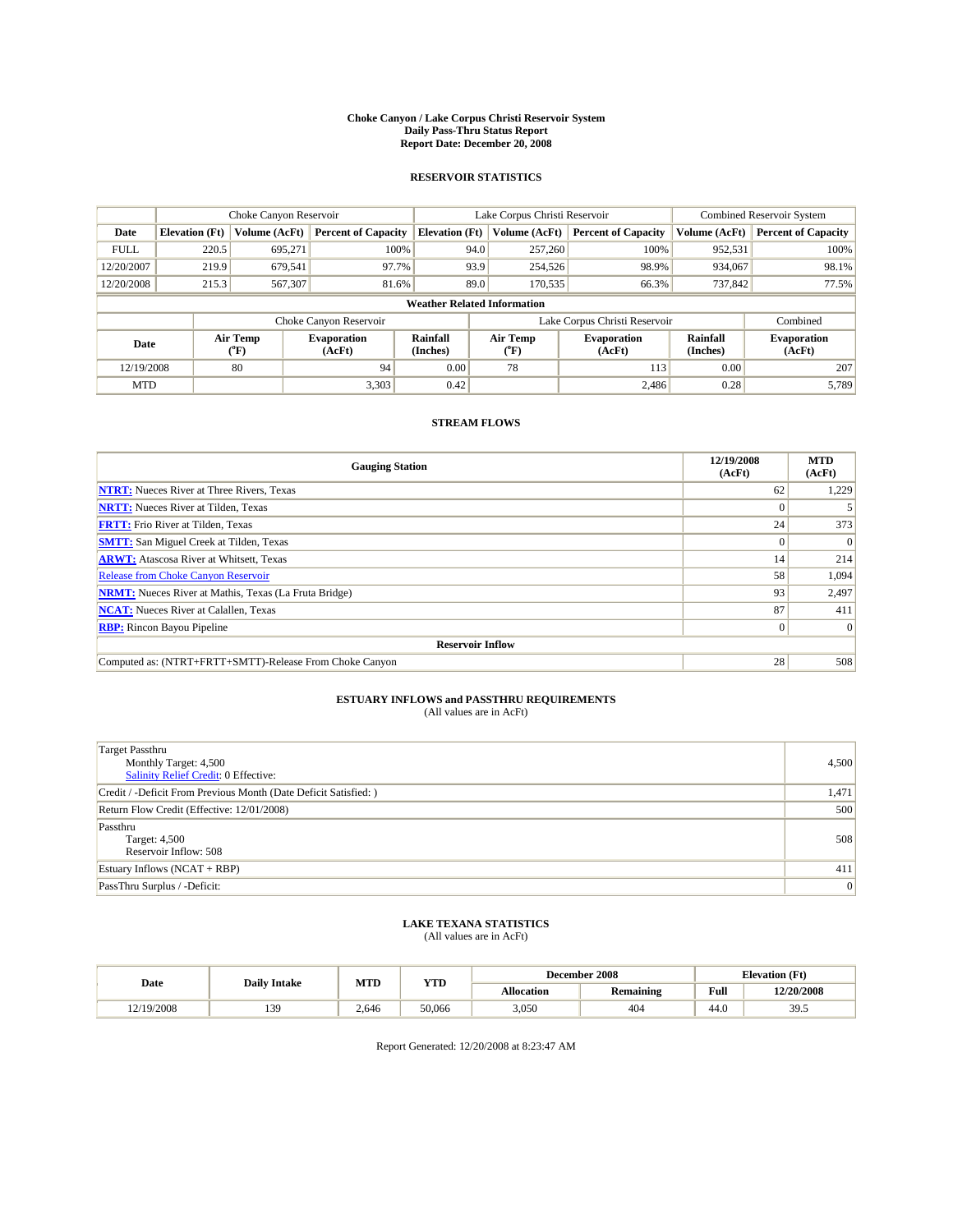# Choke Canyon / Lake Corpus Christi Reservoir System
## Daily Pass-Thru Status Report
### Report Date: December 20, 2008

## RESERVOIR STATISTICS

| | Choke Canyon Reservoir | | | Lake Corpus Christi Reservoir | | | Combined Reservoir System | |
|---|---|---|---|---|---|---|---|---|
| Date | Elevation (Ft) | Volume (AcFt) | Percent of Capacity | Elevation (Ft) | Volume (AcFt) | Percent of Capacity | Volume (AcFt) | Percent of Capacity |
| FULL | 220.5 | 695,271 | 100% | 94.0 | 257,260 | 100% | 952,531 | 100% |
| 12/20/2007 | 219.9 | 679,541 | 97.7% | 93.9 | 254,526 | 98.9% | 934,067 | 98.1% |
| 12/20/2008 | 215.3 | 567,307 | 81.6% | 89.0 | 170,535 | 66.3% | 737,842 | 77.5% |

**Weather Related Information**

| | Choke Canyon Reservoir | | | Lake Corpus Christi Reservoir | | | Combined |
|---|---|---|---|---|---|---|---|
| Date | Air Temp (°F) | Evaporation (AcFt) | Rainfall (Inches) | Air Temp (°F) | Evaporation (AcFt) | Rainfall (Inches) | Evaporation (AcFt) |
| 12/19/2008 | 80 | 94 | 0.00 | 78 | 113 | 0.00 | 207 |
| MTD | | 3,303 | 0.42 | | 2,486 | 0.28 | 5,789 |

## STREAM FLOWS

| Gauging Station | 12/19/2008 (AcFt) | MTD (AcFt) |
|---|---|---|
| NTRT: Nueces River at Three Rivers, Texas | 62 | 1,229 |
| NRTT: Nueces River at Tilden, Texas | 0 | 5 |
| FRTT: Frio River at Tilden, Texas | 24 | 373 |
| SMTT: San Miguel Creek at Tilden, Texas | 0 | 0 |
| ARWT: Atascosa River at Whitsett, Texas | 14 | 214 |
| Release from Choke Canyon Reservoir | 58 | 1,094 |
| NRMT: Nueces River at Mathis, Texas (La Fruta Bridge) | 93 | 2,497 |
| NCAT: Nueces River at Calallen, Texas | 87 | 411 |
| RBP: Rincon Bayou Pipeline | 0 | 0 |
| **Reservoir Inflow** | | |
| Computed as: (NTRT+FRTT+SMTT)-Release From Choke Canyon | 28 | 508 |

## ESTUARY INFLOWS and PASSTHRU REQUIREMENTS
(All values are in AcFt)

| | |
|---|---|
| Target Passthru<br>Monthly Target: 4,500<br>Salinity Relief Credit: 0 Effective: | 4,500 |
| Credit / -Deficit From Previous Month (Date Deficit Satisfied: ) | 1,471 |
| Return Flow Credit (Effective: 12/01/2008) | 500 |
| Passthru<br>Target: 4,500<br>Reservoir Inflow: 508 | 508 |
| Estuary Inflows (NCAT + RBP) | 411 |
| PassThru Surplus / -Deficit: | 0 |

## LAKE TEXANA STATISTICS
(All values are in AcFt)

| Date | Daily Intake | MTD | YTD | December 2008 | | Elevation (Ft) | |
|---|---|---|---|---|---|---|---|
| | | | | Allocation | Remaining | Full | 12/20/2008 |
| 12/19/2008 | 139 | 2,646 | 50,066 | 3,050 | 404 | 44.0 | 39.5 |

Report Generated: 12/20/2008 at 8:23:47 AM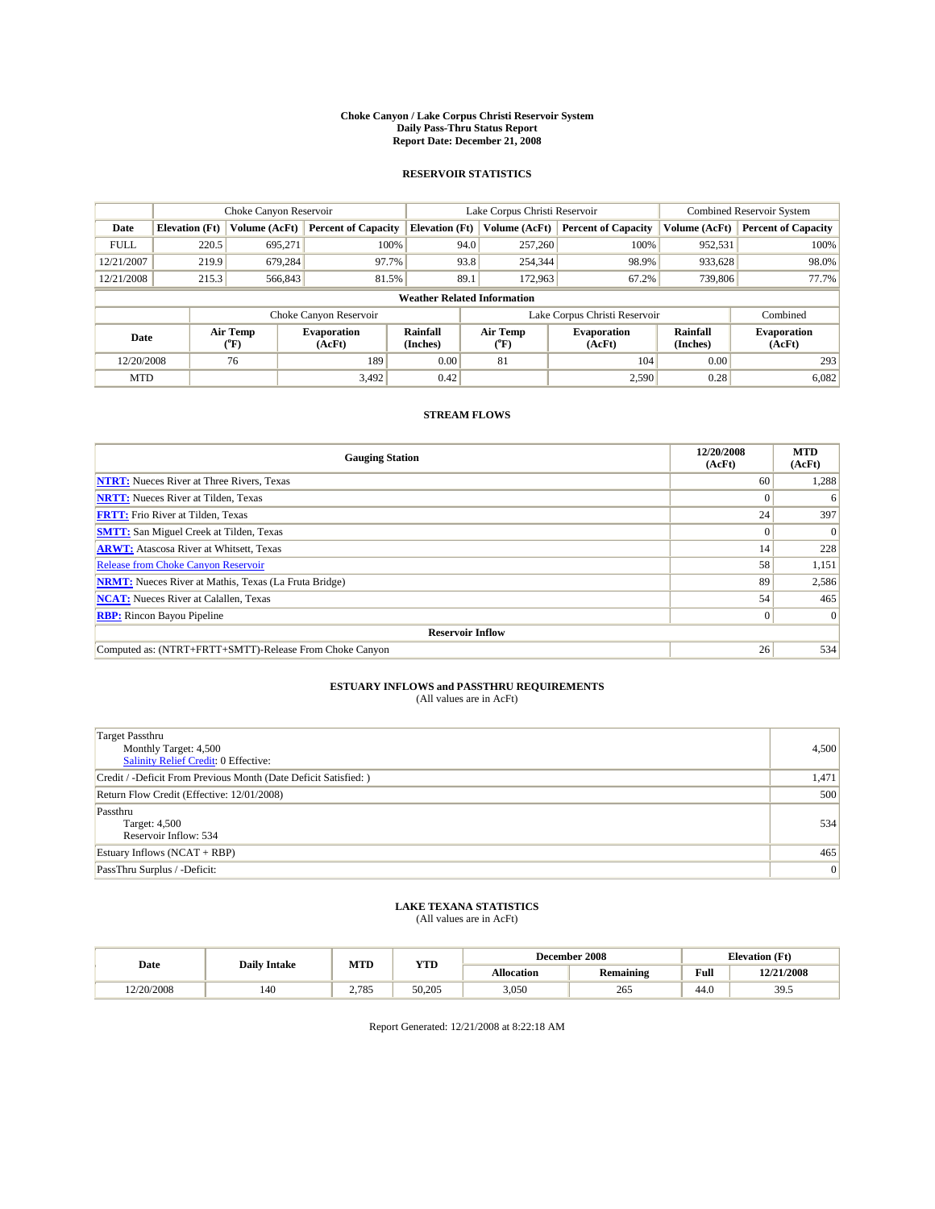# Choke Canyon / Lake Corpus Christi Reservoir System
## Daily Pass-Thru Status Report
### Report Date: December 21, 2008

## RESERVOIR STATISTICS

| | Choke Canyon Reservoir | | | Lake Corpus Christi Reservoir | | | Combined Reservoir System | |
|---|---|---|---|---|---|---|---|---|
| Date | Elevation (Ft) | Volume (AcFt) | Percent of Capacity | Elevation (Ft) | Volume (AcFt) | Percent of Capacity | Volume (AcFt) | Percent of Capacity |
| FULL | 220.5 | 695,271 | 100% | 94.0 | 257,260 | 100% | 952,531 | 100% |
| 12/21/2007 | 219.9 | 679,284 | 97.7% | 93.8 | 254,344 | 98.9% | 933,628 | 98.0% |
| 12/21/2008 | 215.3 | 566,843 | 81.5% | 89.1 | 172,963 | 67.2% | 739,806 | 77.7% |

**Weather Related Information**

| | Choke Canyon Reservoir | | | Lake Corpus Christi Reservoir | | | Combined |
|---|---|---|---|---|---|---|---|
| Date | Air Temp (°F) | Evaporation (AcFt) | Rainfall (Inches) | Air Temp (°F) | Evaporation (AcFt) | Rainfall (Inches) | Evaporation (AcFt) |
| 12/20/2008 | 76 | 189 | 0.00 | 81 | 104 | 0.00 | 293 |
| MTD | | 3,492 | 0.42 | | 2,590 | 0.28 | 6,082 |

## STREAM FLOWS

| Gauging Station | 12/20/2008 (AcFt) | MTD (AcFt) |
|---|---|---|
| NTRT: Nueces River at Three Rivers, Texas | 60 | 1,288 |
| NRTT: Nueces River at Tilden, Texas | 0 | 6 |
| FRTT: Frio River at Tilden, Texas | 24 | 397 |
| SMTT: San Miguel Creek at Tilden, Texas | 0 | 0 |
| ARWT: Atascosa River at Whitsett, Texas | 14 | 228 |
| Release from Choke Canyon Reservoir | 58 | 1,151 |
| NRMT: Nueces River at Mathis, Texas (La Fruta Bridge) | 89 | 2,586 |
| NCAT: Nueces River at Calallen, Texas | 54 | 465 |
| RBP: Rincon Bayou Pipeline | 0 | 0 |
| **Reservoir Inflow** | | |
| Computed as: (NTRT+FRTT+SMTT)-Release From Choke Canyon | 26 | 534 |

## ESTUARY INFLOWS and PASSTHRU REQUIREMENTS
(All values are in AcFt)

| | |
|---|---|
| Target Passthru<br>Monthly Target: 4,500<br>Salinity Relief Credit: 0 Effective: | 4,500 |
| Credit / -Deficit From Previous Month (Date Deficit Satisfied: ) | 1,471 |
| Return Flow Credit (Effective: 12/01/2008) | 500 |
| Passthru<br>Target: 4,500<br>Reservoir Inflow: 534 | 534 |
| Estuary Inflows (NCAT + RBP) | 465 |
| PassThru Surplus / -Deficit: | 0 |

## LAKE TEXANA STATISTICS
(All values are in AcFt)

| Date | Daily Intake | MTD | YTD | December 2008 | | Elevation (Ft) | |
|---|---|---|---|---|---|---|---|
| | | | | Allocation | Remaining | Full | 12/21/2008 |
| 12/20/2008 | 140 | 2,785 | 50,205 | 3,050 | 265 | 44.0 | 39.5 |

Report Generated: 12/21/2008 at 8:22:18 AM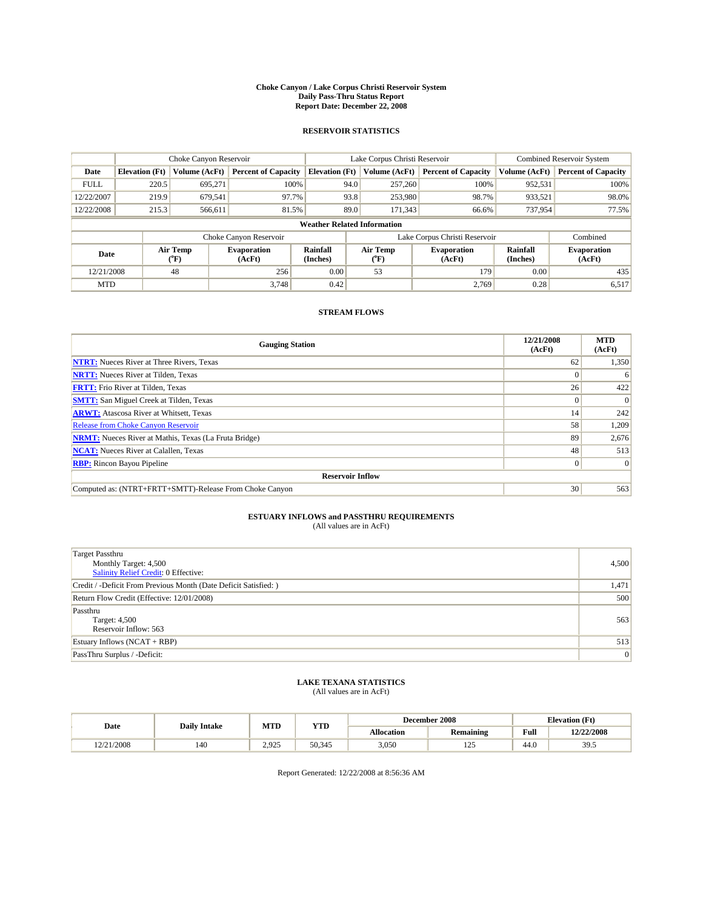# Choke Canyon / Lake Corpus Christi Reservoir System
## Daily Pass-Thru Status Report
## Report Date: December 22, 2008

### RESERVOIR STATISTICS

| | Choke Canyon Reservoir | | | Lake Corpus Christi Reservoir | | | Combined Reservoir System | |
|---|---|---|---|---|---|---|---|---|
| Date | Elevation (Ft) | Volume (AcFt) | Percent of Capacity | Elevation (Ft) | Volume (AcFt) | Percent of Capacity | Volume (AcFt) | Percent of Capacity |
| FULL | 220.5 | 695,271 | 100% | 94.0 | 257,260 | 100% | 952,531 | 100% |
| 12/22/2007 | 219.9 | 679,541 | 97.7% | 93.8 | 253,980 | 98.7% | 933,521 | 98.0% |
| 12/22/2008 | 215.3 | 566,611 | 81.5% | 89.0 | 171,343 | 66.6% | 737,954 | 77.5% |

**Weather Related Information**

| | Choke Canyon Reservoir | | | Lake Corpus Christi Reservoir | | | Combined |
|---|---|---|---|---|---|---|---|
| Date | Air Temp (°F) | Evaporation (AcFt) | Rainfall (Inches) | Air Temp (°F) | Evaporation (AcFt) | Rainfall (Inches) | Evaporation (AcFt) |
| 12/21/2008 | 48 | 256 | 0.00 | 53 | 179 | 0.00 | 435 |
| MTD | | 3,748 | 0.42 | | 2,769 | 0.28 | 6,517 |

### STREAM FLOWS

| Gauging Station | 12/21/2008 (AcFt) | MTD (AcFt) |
|---|---|---|
| NTRT: Nueces River at Three Rivers, Texas | 62 | 1,350 |
| NRTT: Nueces River at Tilden, Texas | 0 | 6 |
| FRTT: Frio River at Tilden, Texas | 26 | 422 |
| SMTT: San Miguel Creek at Tilden, Texas | 0 | 0 |
| ARWT: Atascosa River at Whitsett, Texas | 14 | 242 |
| Release from Choke Canyon Reservoir | 58 | 1,209 |
| NRMT: Nueces River at Mathis, Texas (La Fruta Bridge) | 89 | 2,676 |
| NCAT: Nueces River at Calallen, Texas | 48 | 513 |
| RBP: Rincon Bayou Pipeline | 0 | 0 |
| **Reservoir Inflow** | | |
| Computed as: (NTRT+FRTT+SMTT)-Release From Choke Canyon | 30 | 563 |

### ESTUARY INFLOWS and PASSTHRU REQUIREMENTS
(All values are in AcFt)

| | |
|---|---|
| Target Passthru<br>Monthly Target: 4,500<br>Salinity Relief Credit: 0 Effective: | 4,500 |
| Credit / -Deficit From Previous Month (Date Deficit Satisfied: ) | 1,471 |
| Return Flow Credit (Effective: 12/01/2008) | 500 |
| Passthru<br>Target: 4,500<br>Reservoir Inflow: 563 | 563 |
| Estuary Inflows (NCAT + RBP) | 513 |
| PassThru Surplus / -Deficit: | 0 |

### LAKE TEXANA STATISTICS
(All values are in AcFt)

| Date | Daily Intake | MTD | YTD | December 2008 | | Elevation (Ft) | |
|---|---|---|---|---|---|---|---|
| | | | | Allocation | Remaining | Full | 12/22/2008 |
| 12/21/2008 | 140 | 2,925 | 50,345 | 3,050 | 125 | 44.0 | 39.5 |

Report Generated: 12/22/2008 at 8:56:36 AM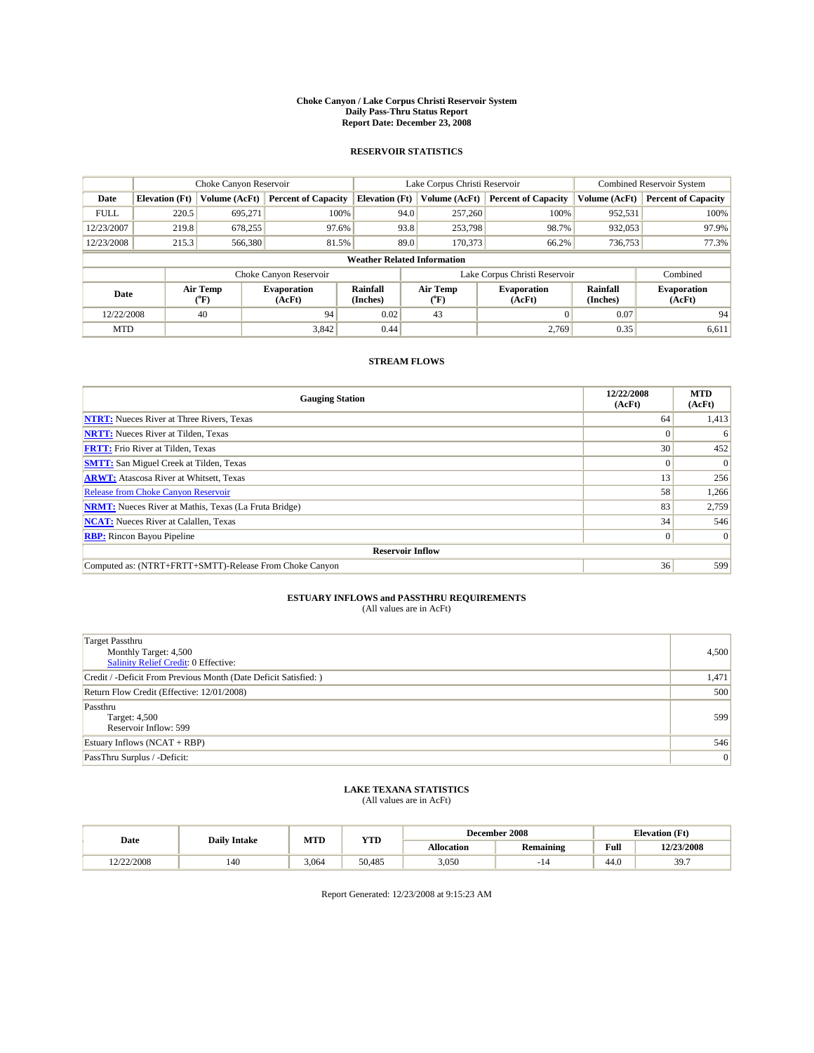# Choke Canyon / Lake Corpus Christi Reservoir System
## Daily Pass-Thru Status Report
## Report Date: December 23, 2008

### RESERVOIR STATISTICS

| | Choke Canyon Reservoir | | | Lake Corpus Christi Reservoir | | | Combined Reservoir System | |
|---|---|---|---|---|---|---|---|---|
| Date | Elevation (Ft) | Volume (AcFt) | Percent of Capacity | Elevation (Ft) | Volume (AcFt) | Percent of Capacity | Volume (AcFt) | Percent of Capacity |
| FULL | 220.5 | 695,271 | 100% | 94.0 | 257,260 | 100% | 952,531 | 100% |
| 12/23/2007 | 219.8 | 678,255 | 97.6% | 93.8 | 253,798 | 98.7% | 932,053 | 97.9% |
| 12/23/2008 | 215.3 | 566,380 | 81.5% | 89.0 | 170,373 | 66.2% | 736,753 | 77.3% |

**Weather Related Information**

| | Choke Canyon Reservoir | | | Lake Corpus Christi Reservoir | | | Combined |
|---|---|---|---|---|---|---|---|
| Date | Air Temp (°F) | Evaporation (AcFt) | Rainfall (Inches) | Air Temp (°F) | Evaporation (AcFt) | Rainfall (Inches) | Evaporation (AcFt) |
| 12/22/2008 | 40 | 94 | 0.02 | 43 | 0 | 0.07 | 94 |
| MTD | | 3,842 | 0.44 | | 2,769 | 0.35 | 6,611 |

### STREAM FLOWS

| Gauging Station | 12/22/2008 (AcFt) | MTD (AcFt) |
|---|---|---|
| NTRT: Nueces River at Three Rivers, Texas | 64 | 1,413 |
| NRTT: Nueces River at Tilden, Texas | 0 | 6 |
| FRTT: Frio River at Tilden, Texas | 30 | 452 |
| SMTT: San Miguel Creek at Tilden, Texas | 0 | 0 |
| ARWT: Atascosa River at Whitsett, Texas | 13 | 256 |
| Release from Choke Canyon Reservoir | 58 | 1,266 |
| NRMT: Nueces River at Mathis, Texas (La Fruta Bridge) | 83 | 2,759 |
| NCAT: Nueces River at Calallen, Texas | 34 | 546 |
| RBP: Rincon Bayou Pipeline | 0 | 0 |
| **Reservoir Inflow** | | |
| Computed as: (NTRT+FRTT+SMTT)-Release From Choke Canyon | 36 | 599 |

### ESTUARY INFLOWS and PASSTHRU REQUIREMENTS
(All values are in AcFt)

| | |
|---|---|
| Target Passthru<br>Monthly Target: 4,500<br>Salinity Relief Credit: 0 Effective: | 4,500 |
| Credit / -Deficit From Previous Month (Date Deficit Satisfied: ) | 1,471 |
| Return Flow Credit (Effective: 12/01/2008) | 500 |
| Passthru<br>Target: 4,500<br>Reservoir Inflow: 599 | 599 |
| Estuary Inflows (NCAT + RBP) | 546 |
| PassThru Surplus / -Deficit: | 0 |

### LAKE TEXANA STATISTICS
(All values are in AcFt)

| Date | Daily Intake | MTD | YTD | December 2008 | | Elevation (Ft) | |
|---|---|---|---|---|---|---|---|
| | | | | Allocation | Remaining | Full | 12/23/2008 |
| 12/22/2008 | 140 | 3,064 | 50,485 | 3,050 | -14 | 44.0 | 39.7 |

Report Generated: 12/23/2008 at 9:15:23 AM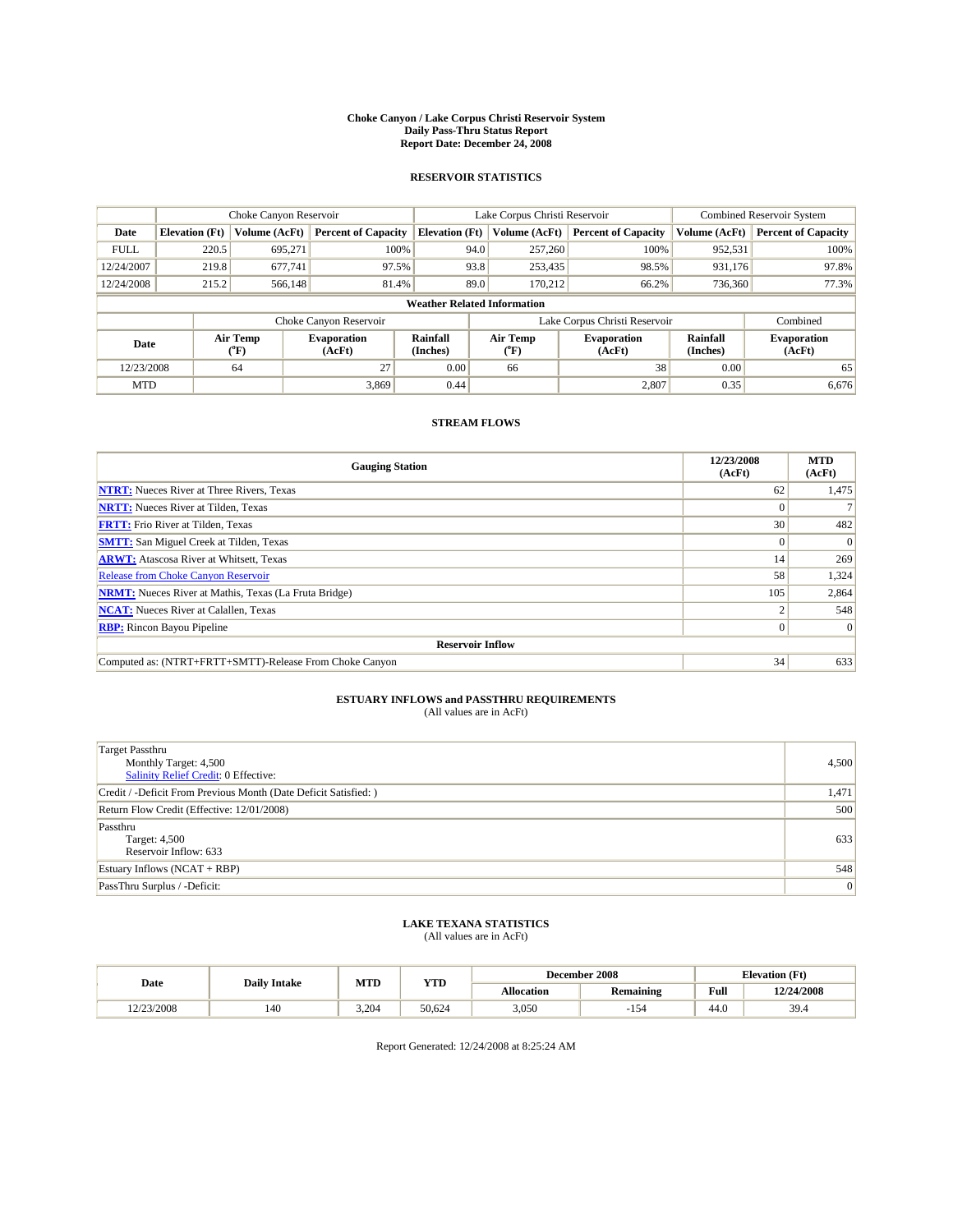# Choke Canyon / Lake Corpus Christi Reservoir System
## Daily Pass-Thru Status Report
## Report Date: December 24, 2008

### RESERVOIR STATISTICS

| | Choke Canyon Reservoir | | | Lake Corpus Christi Reservoir | | | Combined Reservoir System | |
|---|---|---|---|---|---|---|---|---|
| Date | Elevation (Ft) | Volume (AcFt) | Percent of Capacity | Elevation (Ft) | Volume (AcFt) | Percent of Capacity | Volume (AcFt) | Percent of Capacity |
| FULL | 220.5 | 695,271 | 100% | 94.0 | 257,260 | 100% | 952,531 | 100% |
| 12/24/2007 | 219.8 | 677,741 | 97.5% | 93.8 | 253,435 | 98.5% | 931,176 | 97.8% |
| 12/24/2008 | 215.2 | 566,148 | 81.4% | 89.0 | 170,212 | 66.2% | 736,360 | 77.3% |

**Weather Related Information**

| | Choke Canyon Reservoir | | | Lake Corpus Christi Reservoir | | | Combined |
|---|---|---|---|---|---|---|---|
| Date | Air Temp (°F) | Evaporation (AcFt) | Rainfall (Inches) | Air Temp (°F) | Evaporation (AcFt) | Rainfall (Inches) | Evaporation (AcFt) |
| 12/23/2008 | 64 | 27 | 0.00 | 66 | 38 | 0.00 | 65 |
| MTD | | 3,869 | 0.44 | | 2,807 | 0.35 | 6,676 |

### STREAM FLOWS

| Gauging Station | 12/23/2008 (AcFt) | MTD (AcFt) |
|---|---|---|
| NTRT: Nueces River at Three Rivers, Texas | 62 | 1,475 |
| NRTT: Nueces River at Tilden, Texas | 0 | 7 |
| FRTT: Frio River at Tilden, Texas | 30 | 482 |
| SMTT: San Miguel Creek at Tilden, Texas | 0 | 0 |
| ARWT: Atascosa River at Whitsett, Texas | 14 | 269 |
| Release from Choke Canyon Reservoir | 58 | 1,324 |
| NRMT: Nueces River at Mathis, Texas (La Fruta Bridge) | 105 | 2,864 |
| NCAT: Nueces River at Calallen, Texas | 2 | 548 |
| RBP: Rincon Bayou Pipeline | 0 | 0 |
| **Reservoir Inflow** | | |
| Computed as: (NTRT+FRTT+SMTT)-Release From Choke Canyon | 34 | 633 |

### ESTUARY INFLOWS and PASSTHRU REQUIREMENTS
(All values are in AcFt)

| | |
|---|---|
| Target Passthru<br>Monthly Target: 4,500<br>Salinity Relief Credit: 0 Effective: | 4,500 |
| Credit / -Deficit From Previous Month (Date Deficit Satisfied: ) | 1,471 |
| Return Flow Credit (Effective: 12/01/2008) | 500 |
| Passthru<br>Target: 4,500<br>Reservoir Inflow: 633 | 633 |
| Estuary Inflows (NCAT + RBP) | 548 |
| PassThru Surplus / -Deficit: | 0 |

### LAKE TEXANA STATISTICS
(All values are in AcFt)

| Date | Daily Intake | MTD | YTD | December 2008 | | Elevation (Ft) | |
|---|---|---|---|---|---|---|---|
| | | | | Allocation | Remaining | Full | 12/24/2008 |
| 12/23/2008 | 140 | 3,204 | 50,624 | 3,050 | -154 | 44.0 | 39.4 |

Report Generated: 12/24/2008 at 8:25:24 AM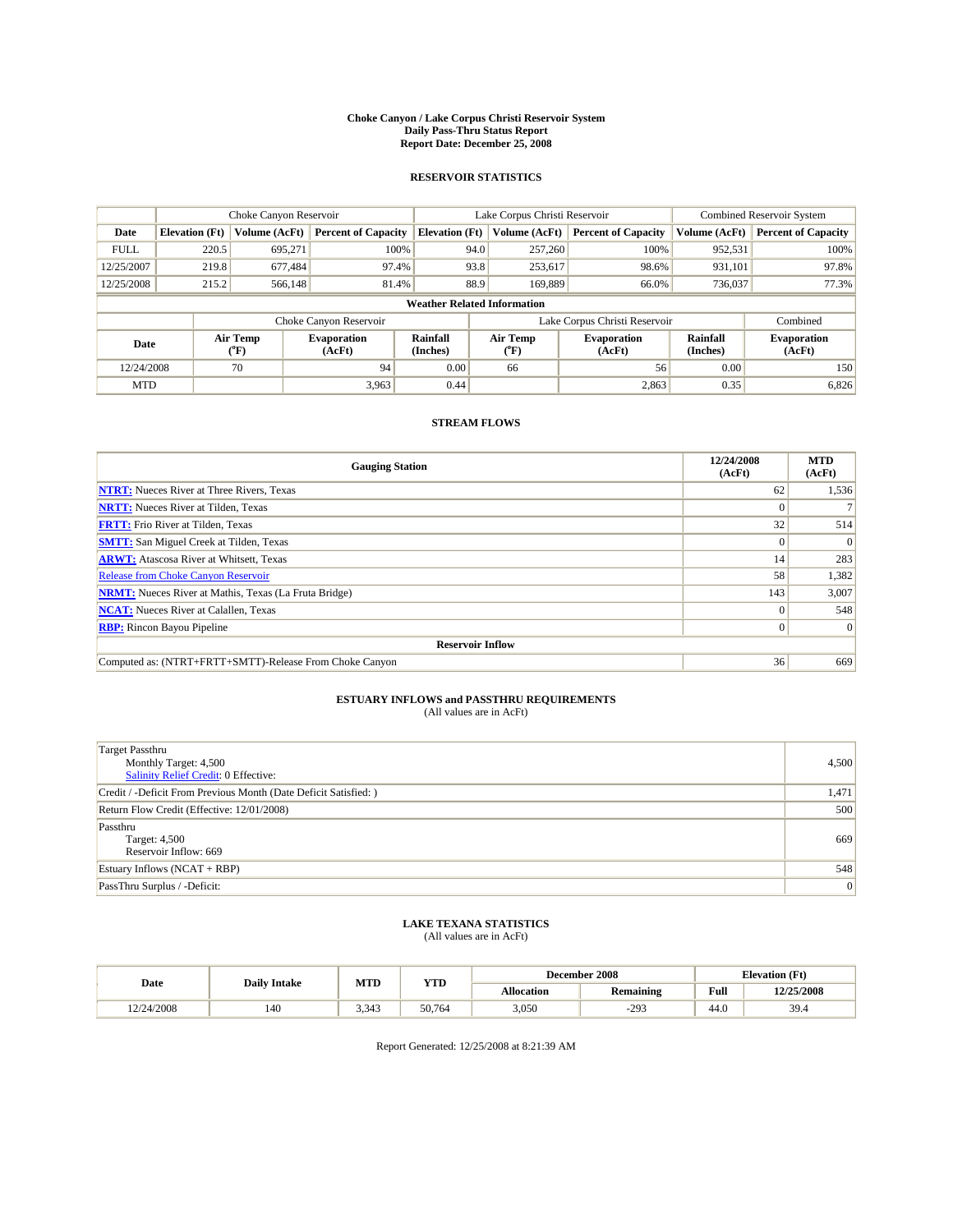# Choke Canyon / Lake Corpus Christi Reservoir System
## Daily Pass-Thru Status Report
## Report Date: December 25, 2008

### RESERVOIR STATISTICS

| | Choke Canyon Reservoir | | | Lake Corpus Christi Reservoir | | | Combined Reservoir System | |
|---|---|---|---|---|---|---|---|---|
| Date | Elevation (Ft) | Volume (AcFt) | Percent of Capacity | Elevation (Ft) | Volume (AcFt) | Percent of Capacity | Volume (AcFt) | Percent of Capacity |
| FULL | 220.5 | 695,271 | 100% | 94.0 | 257,260 | 100% | 952,531 | 100% |
| 12/25/2007 | 219.8 | 677,484 | 97.4% | 93.8 | 253,617 | 98.6% | 931,101 | 97.8% |
| 12/25/2008 | 215.2 | 566,148 | 81.4% | 88.9 | 169,889 | 66.0% | 736,037 | 77.3% |

**Weather Related Information**

| | Choke Canyon Reservoir | | | Lake Corpus Christi Reservoir | | | Combined |
|---|---|---|---|---|---|---|---|
| Date | Air Temp (°F) | Evaporation (AcFt) | Rainfall (Inches) | Air Temp (°F) | Evaporation (AcFt) | Rainfall (Inches) | Evaporation (AcFt) |
| 12/24/2008 | 70 | 94 | 0.00 | 66 | 56 | 0.00 | 150 |
| MTD | | 3,963 | 0.44 | | 2,863 | 0.35 | 6,826 |

### STREAM FLOWS

| Gauging Station | 12/24/2008 (AcFt) | MTD (AcFt) |
|---|---|---|
| NTRT: Nueces River at Three Rivers, Texas | 62 | 1,536 |
| NRTT: Nueces River at Tilden, Texas | 0 | 7 |
| FRTT: Frio River at Tilden, Texas | 32 | 514 |
| SMTT: San Miguel Creek at Tilden, Texas | 0 | 0 |
| ARWT: Atascosa River at Whitsett, Texas | 14 | 283 |
| Release from Choke Canyon Reservoir | 58 | 1,382 |
| NRMT: Nueces River at Mathis, Texas (La Fruta Bridge) | 143 | 3,007 |
| NCAT: Nueces River at Calallen, Texas | 0 | 548 |
| RBP: Rincon Bayou Pipeline | 0 | 0 |
| **Reservoir Inflow** | | |
| Computed as: (NTRT+FRTT+SMTT)-Release From Choke Canyon | 36 | 669 |

### ESTUARY INFLOWS and PASSTHRU REQUIREMENTS
(All values are in AcFt)

| | |
|---|---|
| Target Passthru<br>Monthly Target: 4,500<br>Salinity Relief Credit: 0 Effective: | 4,500 |
| Credit / -Deficit From Previous Month (Date Deficit Satisfied: ) | 1,471 |
| Return Flow Credit (Effective: 12/01/2008) | 500 |
| Passthru<br>Target: 4,500<br>Reservoir Inflow: 669 | 669 |
| Estuary Inflows (NCAT + RBP) | 548 |
| PassThru Surplus / -Deficit: | 0 |

### LAKE TEXANA STATISTICS
(All values are in AcFt)

| Date | Daily Intake | MTD | YTD | December 2008 | | Elevation (Ft) | |
|---|---|---|---|---|---|---|---|
| | | | | Allocation | Remaining | Full | 12/25/2008 |
| 12/24/2008 | 140 | 3,343 | 50,764 | 3,050 | -293 | 44.0 | 39.4 |

Report Generated: 12/25/2008 at 8:21:39 AM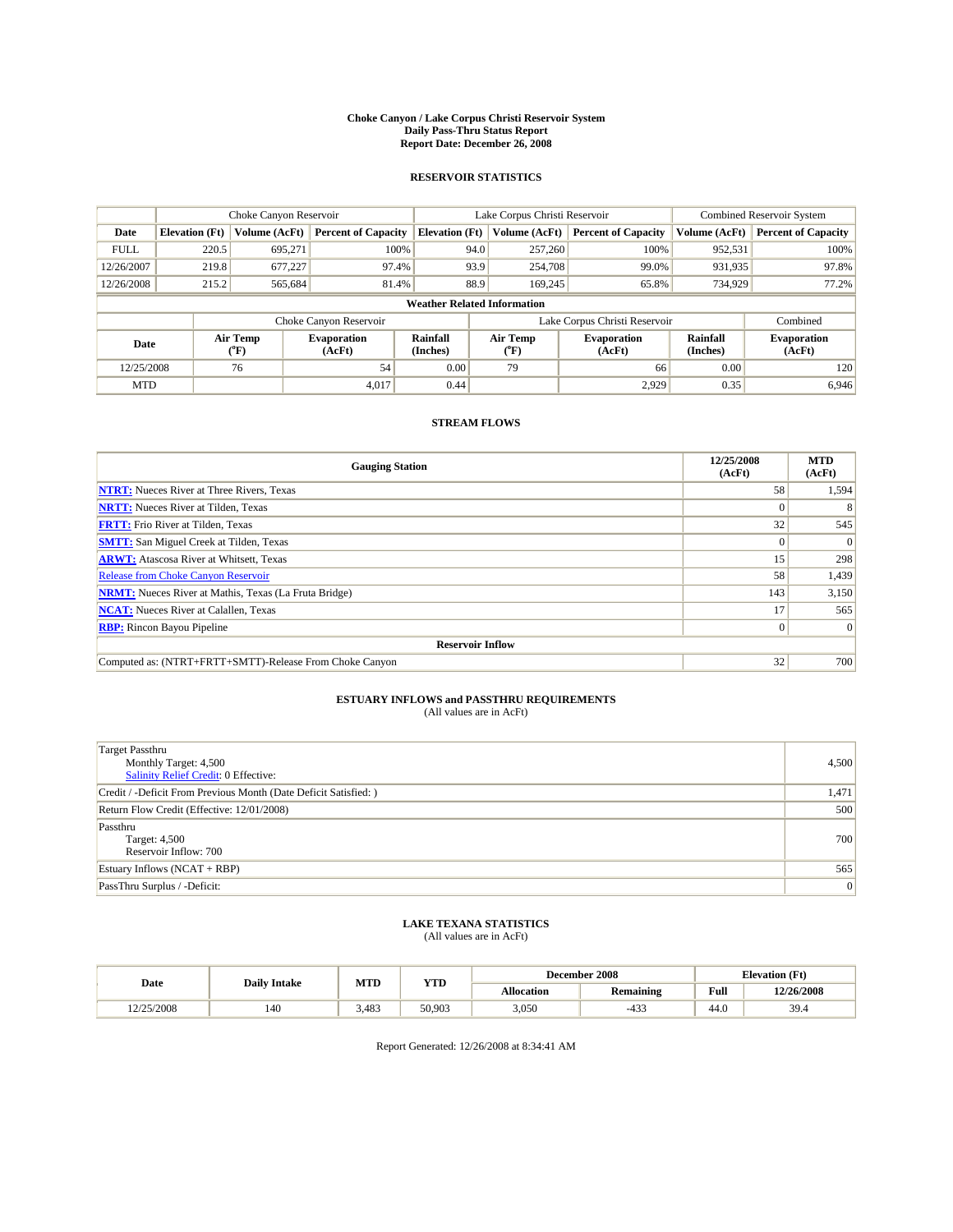# Choke Canyon / Lake Corpus Christi Reservoir System
## Daily Pass-Thru Status Report
## Report Date: December 26, 2008

### RESERVOIR STATISTICS

| | Choke Canyon Reservoir | | | Lake Corpus Christi Reservoir | | | Combined Reservoir System | |
|---|---|---|---|---|---|---|---|---|
| Date | Elevation (Ft) | Volume (AcFt) | Percent of Capacity | Elevation (Ft) | Volume (AcFt) | Percent of Capacity | Volume (AcFt) | Percent of Capacity |
| FULL | 220.5 | 695,271 | 100% | 94.0 | 257,260 | 100% | 952,531 | 100% |
| 12/26/2007 | 219.8 | 677,227 | 97.4% | 93.9 | 254,708 | 99.0% | 931,935 | 97.8% |
| 12/26/2008 | 215.2 | 565,684 | 81.4% | 88.9 | 169,245 | 65.8% | 734,929 | 77.2% |

**Weather Related Information**

| | Choke Canyon Reservoir | | | Lake Corpus Christi Reservoir | | | Combined |
|---|---|---|---|---|---|---|---|
| Date | Air Temp (°F) | Evaporation (AcFt) | Rainfall (Inches) | Air Temp (°F) | Evaporation (AcFt) | Rainfall (Inches) | Evaporation (AcFt) |
| 12/25/2008 | 76 | 54 | 0.00 | 79 | 66 | 0.00 | 120 |
| MTD | | 4,017 | 0.44 | | 2,929 | 0.35 | 6,946 |

### STREAM FLOWS

| Gauging Station | 12/25/2008 (AcFt) | MTD (AcFt) |
|---|---|---|
| NTRT: Nueces River at Three Rivers, Texas | 58 | 1,594 |
| NRTT: Nueces River at Tilden, Texas | 0 | 8 |
| FRTT: Frio River at Tilden, Texas | 32 | 545 |
| SMTT: San Miguel Creek at Tilden, Texas | 0 | 0 |
| ARWT: Atascosa River at Whitsett, Texas | 15 | 298 |
| Release from Choke Canyon Reservoir | 58 | 1,439 |
| NRMT: Nueces River at Mathis, Texas (La Fruta Bridge) | 143 | 3,150 |
| NCAT: Nueces River at Calallen, Texas | 17 | 565 |
| RBP: Rincon Bayou Pipeline | 0 | 0 |
| **Reservoir Inflow** | | |
| Computed as: (NTRT+FRTT+SMTT)-Release From Choke Canyon | 32 | 700 |

### ESTUARY INFLOWS and PASSTHRU REQUIREMENTS
(All values are in AcFt)

| | |
|---|---|
| Target Passthru<br>Monthly Target: 4,500<br>Salinity Relief Credit: 0 Effective: | 4,500 |
| Credit / -Deficit From Previous Month (Date Deficit Satisfied: ) | 1,471 |
| Return Flow Credit (Effective: 12/01/2008) | 500 |
| Passthru<br>Target: 4,500<br>Reservoir Inflow: 700 | 700 |
| Estuary Inflows (NCAT + RBP) | 565 |
| PassThru Surplus / -Deficit: | 0 |

### LAKE TEXANA STATISTICS
(All values are in AcFt)

| Date | Daily Intake | MTD | YTD | December 2008 | | Elevation (Ft) | |
|---|---|---|---|---|---|---|---|
| | | | | Allocation | Remaining | Full | 12/26/2008 |
| 12/25/2008 | 140 | 3,483 | 50,903 | 3,050 | -433 | 44.0 | 39.4 |

Report Generated: 12/26/2008 at 8:34:41 AM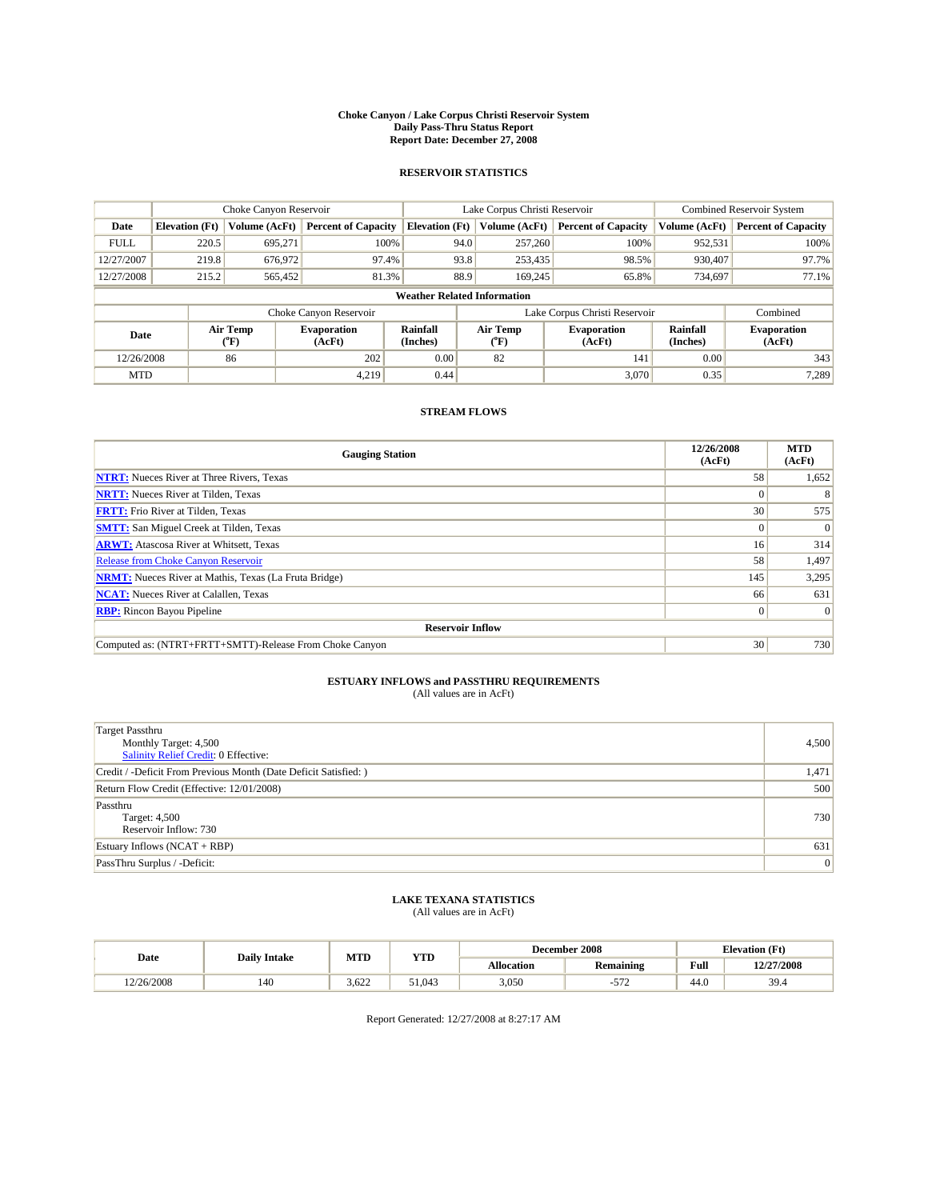# Choke Canyon / Lake Corpus Christi Reservoir System
## Daily Pass-Thru Status Report
## Report Date: December 27, 2008

### RESERVOIR STATISTICS

| | Choke Canyon Reservoir | | | Lake Corpus Christi Reservoir | | | Combined Reservoir System | |
|---|---|---|---|---|---|---|---|---|
| Date | Elevation (Ft) | Volume (AcFt) | Percent of Capacity | Elevation (Ft) | Volume (AcFt) | Percent of Capacity | Volume (AcFt) | Percent of Capacity |
| FULL | 220.5 | 695,271 | 100% | 94.0 | 257,260 | 100% | 952,531 | 100% |
| 12/27/2007 | 219.8 | 676,972 | 97.4% | 93.8 | 253,435 | 98.5% | 930,407 | 97.7% |
| 12/27/2008 | 215.2 | 565,452 | 81.3% | 88.9 | 169,245 | 65.8% | 734,697 | 77.1% |

**Weather Related Information**

| | Choke Canyon Reservoir | | | Lake Corpus Christi Reservoir | | | Combined |
|---|---|---|---|---|---|---|---|
| Date | Air Temp (°F) | Evaporation (AcFt) | Rainfall (Inches) | Air Temp (°F) | Evaporation (AcFt) | Rainfall (Inches) | Evaporation (AcFt) |
| 12/26/2008 | 86 | 202 | 0.00 | 82 | 141 | 0.00 | 343 |
| MTD | | 4,219 | 0.44 | | 3,070 | 0.35 | 7,289 |

### STREAM FLOWS

| Gauging Station | 12/26/2008 (AcFt) | MTD (AcFt) |
|---|---|---|
| NTRT: Nueces River at Three Rivers, Texas | 58 | 1,652 |
| NRTT: Nueces River at Tilden, Texas | 0 | 8 |
| FRTT: Frio River at Tilden, Texas | 30 | 575 |
| SMTT: San Miguel Creek at Tilden, Texas | 0 | 0 |
| ARWT: Atascosa River at Whitsett, Texas | 16 | 314 |
| Release from Choke Canyon Reservoir | 58 | 1,497 |
| NRMT: Nueces River at Mathis, Texas (La Fruta Bridge) | 145 | 3,295 |
| NCAT: Nueces River at Calallen, Texas | 66 | 631 |
| RBP: Rincon Bayou Pipeline | 0 | 0 |
| **Reservoir Inflow** | | |
| Computed as: (NTRT+FRTT+SMTT)-Release From Choke Canyon | 30 | 730 |

### ESTUARY INFLOWS and PASSTHRU REQUIREMENTS
(All values are in AcFt)

| | |
|---|---|
| Target Passthru<br>Monthly Target: 4,500<br>Salinity Relief Credit: 0 Effective: | 4,500 |
| Credit / -Deficit From Previous Month (Date Deficit Satisfied: ) | 1,471 |
| Return Flow Credit (Effective: 12/01/2008) | 500 |
| Passthru<br>Target: 4,500<br>Reservoir Inflow: 730 | 730 |
| Estuary Inflows (NCAT + RBP) | 631 |
| PassThru Surplus / -Deficit: | 0 |

### LAKE TEXANA STATISTICS
(All values are in AcFt)

| Date | Daily Intake | MTD | YTD | December 2008 | | Elevation (Ft) | |
|---|---|---|---|---|---|---|---|
| | | | | Allocation | Remaining | Full | 12/27/2008 |
| 12/26/2008 | 140 | 3,622 | 51,043 | 3,050 | -572 | 44.0 | 39.4 |

Report Generated: 12/27/2008 at 8:27:17 AM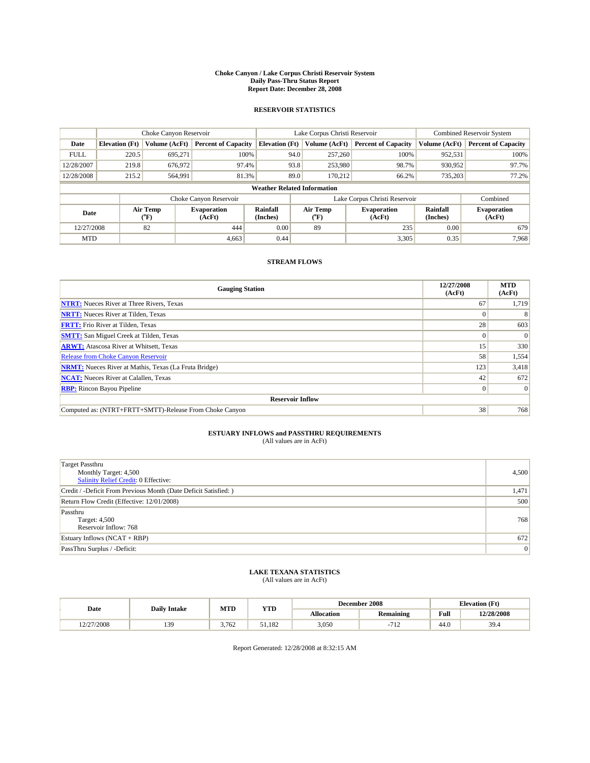# Choke Canyon / Lake Corpus Christi Reservoir System
## Daily Pass-Thru Status Report
## Report Date: December 28, 2008

### RESERVOIR STATISTICS

| | Choke Canyon Reservoir | | | Lake Corpus Christi Reservoir | | | Combined Reservoir System | |
|---|---|---|---|---|---|---|---|---|
| Date | Elevation (Ft) | Volume (AcFt) | Percent of Capacity | Elevation (Ft) | Volume (AcFt) | Percent of Capacity | Volume (AcFt) | Percent of Capacity |
| FULL | 220.5 | 695,271 | 100% | 94.0 | 257,260 | 100% | 952,531 | 100% |
| 12/28/2007 | 219.8 | 676,972 | 97.4% | 93.8 | 253,980 | 98.7% | 930,952 | 97.7% |
| 12/28/2008 | 215.2 | 564,991 | 81.3% | 89.0 | 170,212 | 66.2% | 735,203 | 77.2% |

**Weather Related Information**

| | Choke Canyon Reservoir | | | Lake Corpus Christi Reservoir | | | Combined |
|---|---|---|---|---|---|---|---|
| Date | Air Temp (°F) | Evaporation (AcFt) | Rainfall (Inches) | Air Temp (°F) | Evaporation (AcFt) | Rainfall (Inches) | Evaporation (AcFt) |
| 12/27/2008 | 82 | 444 | 0.00 | 89 | 235 | 0.00 | 679 |
| MTD | | 4,663 | 0.44 | | 3,305 | 0.35 | 7,968 |

### STREAM FLOWS

| Gauging Station | 12/27/2008 (AcFt) | MTD (AcFt) |
|---|---|---|
| **NTRT:** Nueces River at Three Rivers, Texas | 67 | 1,719 |
| **NRTT:** Nueces River at Tilden, Texas | 0 | 8 |
| **FRTT:** Frio River at Tilden, Texas | 28 | 603 |
| **SMTT:** San Miguel Creek at Tilden, Texas | 0 | 0 |
| **ARWT:** Atascosa River at Whitsett, Texas | 15 | 330 |
| Release from Choke Canyon Reservoir | 58 | 1,554 |
| **NRMT:** Nueces River at Mathis, Texas (La Fruta Bridge) | 123 | 3,418 |
| **NCAT:** Nueces River at Calallen, Texas | 42 | 672 |
| **RBP:** Rincon Bayou Pipeline | 0 | 0 |
| **Reservoir Inflow** | | |
| Computed as: (NTRT+FRTT+SMTT)-Release From Choke Canyon | 38 | 768 |

### ESTUARY INFLOWS and PASSTHRU REQUIREMENTS
(All values are in AcFt)

| | |
|---|---|
| Target Passthru<br>Monthly Target: 4,500<br>Salinity Relief Credit: 0 Effective: | 4,500 |
| Credit / -Deficit From Previous Month (Date Deficit Satisfied: ) | 1,471 |
| Return Flow Credit (Effective: 12/01/2008) | 500 |
| Passthru<br>Target: 4,500<br>Reservoir Inflow: 768 | 768 |
| Estuary Inflows (NCAT + RBP) | 672 |
| PassThru Surplus / -Deficit: | 0 |

### LAKE TEXANA STATISTICS
(All values are in AcFt)

| Date | Daily Intake | MTD | YTD | December 2008 | | Elevation (Ft) | |
|---|---|---|---|---|---|---|---|
| | | | | Allocation | Remaining | Full | 12/28/2008 |
| 12/27/2008 | 139 | 3,762 | 51,182 | 3,050 | -712 | 44.0 | 39.4 |

Report Generated: 12/28/2008 at 8:32:15 AM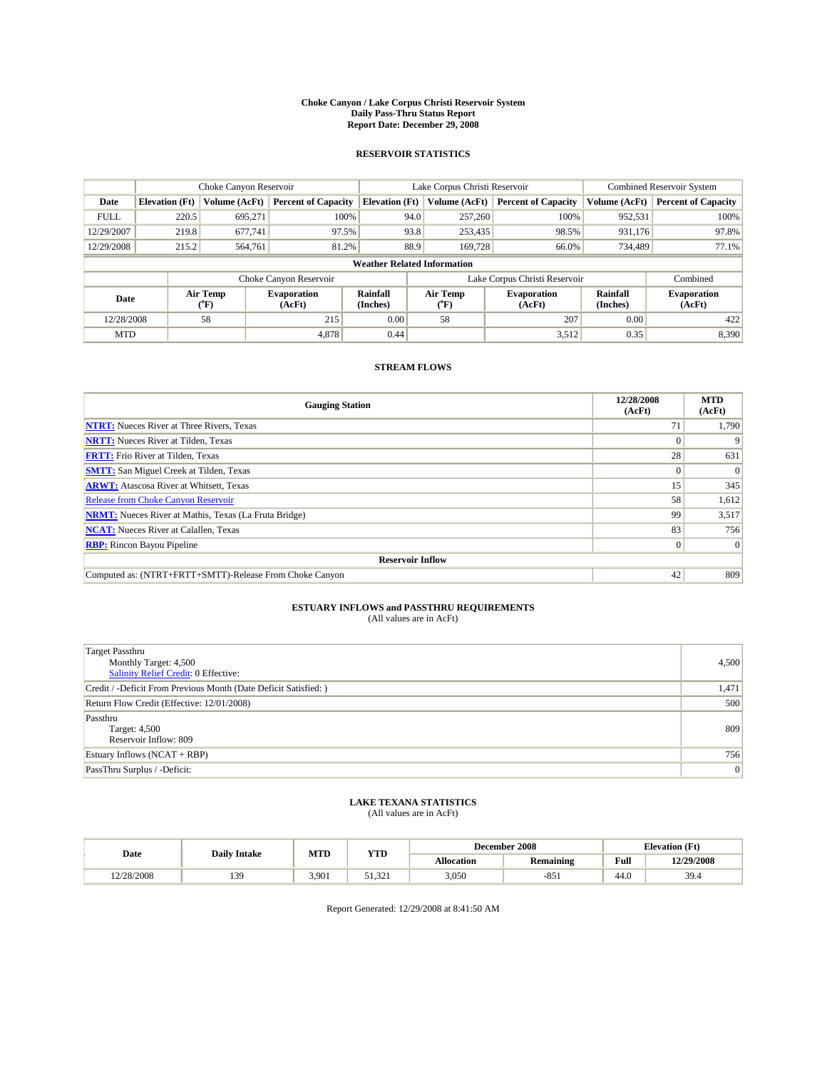# Choke Canyon / Lake Corpus Christi Reservoir System
## Daily Pass-Thru Status Report
### Report Date: December 29, 2008

## RESERVOIR STATISTICS

| | Choke Canyon Reservoir | | | Lake Corpus Christi Reservoir | | | Combined Reservoir System | |
|---|---|---|---|---|---|---|---|---|
| Date | Elevation (Ft) | Volume (AcFt) | Percent of Capacity | Elevation (Ft) | Volume (AcFt) | Percent of Capacity | Volume (AcFt) | Percent of Capacity |
| FULL | 220.5 | 695,271 | 100% | 94.0 | 257,260 | 100% | 952,531 | 100% |
| 12/29/2007 | 219.8 | 677,741 | 97.5% | 93.8 | 253,435 | 98.5% | 931,176 | 97.8% |
| 12/29/2008 | 215.2 | 564,761 | 81.2% | 88.9 | 169,728 | 66.0% | 734,489 | 77.1% |

**Weather Related Information**

| | Choke Canyon Reservoir | | | Lake Corpus Christi Reservoir | | | Combined |
|---|---|---|---|---|---|---|---|
| Date | Air Temp (°F) | Evaporation (AcFt) | Rainfall (Inches) | Air Temp (°F) | Evaporation (AcFt) | Rainfall (Inches) | Evaporation (AcFt) |
| 12/28/2008 | 58 | 215 | 0.00 | 58 | 207 | 0.00 | 422 |
| MTD | | 4,878 | 0.44 | | 3,512 | 0.35 | 8,390 |

## STREAM FLOWS

| Gauging Station | 12/28/2008 (AcFt) | MTD (AcFt) |
|---|---|---|
| NTRT: Nueces River at Three Rivers, Texas | 71 | 1,790 |
| NRTT: Nueces River at Tilden, Texas | 0 | 9 |
| FRTT: Frio River at Tilden, Texas | 28 | 631 |
| SMTT: San Miguel Creek at Tilden, Texas | 0 | 0 |
| ARWT: Atascosa River at Whitsett, Texas | 15 | 345 |
| Release from Choke Canyon Reservoir | 58 | 1,612 |
| NRMT: Nueces River at Mathis, Texas (La Fruta Bridge) | 99 | 3,517 |
| NCAT: Nueces River at Calallen, Texas | 83 | 756 |
| RBP: Rincon Bayou Pipeline | 0 | 0 |
| **Reservoir Inflow** | | |
| Computed as: (NTRT+FRTT+SMTT)-Release From Choke Canyon | 42 | 809 |

## ESTUARY INFLOWS and PASSTHRU REQUIREMENTS
(All values are in AcFt)

| | |
|---|---|
| Target Passthru<br>Monthly Target: 4,500<br>Salinity Relief Credit: 0 Effective: | 4,500 |
| Credit / -Deficit From Previous Month (Date Deficit Satisfied: ) | 1,471 |
| Return Flow Credit (Effective: 12/01/2008) | 500 |
| Passthru<br>Target: 4,500<br>Reservoir Inflow: 809 | 809 |
| Estuary Inflows (NCAT + RBP) | 756 |
| PassThru Surplus / -Deficit: | 0 |

## LAKE TEXANA STATISTICS
(All values are in AcFt)

| Date | Daily Intake | MTD | YTD | December 2008 | | Elevation (Ft) | |
|---|---|---|---|---|---|---|---|
| | | | | Allocation | Remaining | Full | 12/29/2008 |
| 12/28/2008 | 139 | 3,901 | 51,321 | 3,050 | -851 | 44.0 | 39.4 |

Report Generated: 12/29/2008 at 8:41:50 AM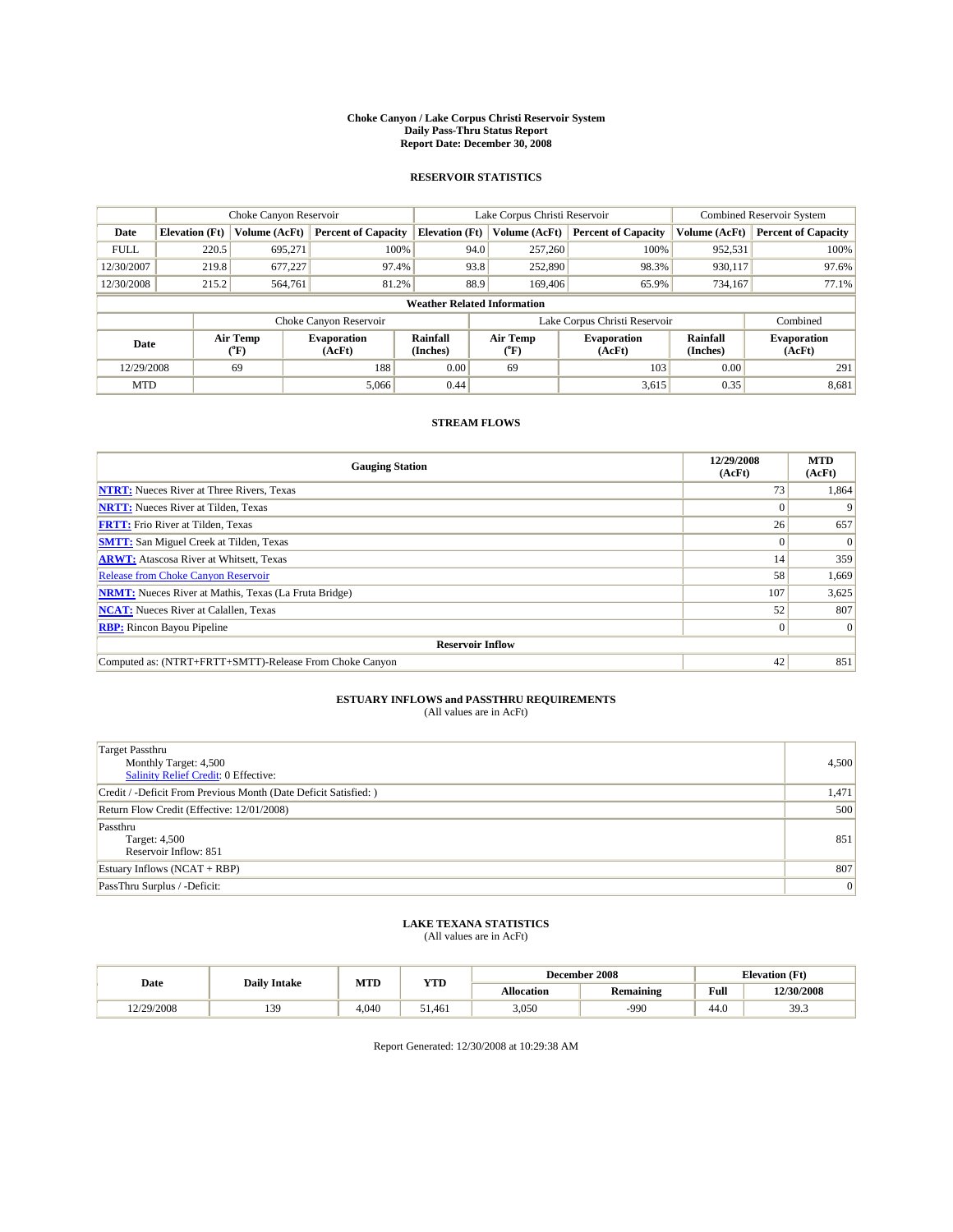# Choke Canyon / Lake Corpus Christi Reservoir System
## Daily Pass-Thru Status Report
## Report Date: December 30, 2008

### RESERVOIR STATISTICS

| | Choke Canyon Reservoir | | | Lake Corpus Christi Reservoir | | | Combined Reservoir System | |
|---|---|---|---|---|---|---|---|---|
| Date | Elevation (Ft) | Volume (AcFt) | Percent of Capacity | Elevation (Ft) | Volume (AcFt) | Percent of Capacity | Volume (AcFt) | Percent of Capacity |
| FULL | 220.5 | 695,271 | 100% | 94.0 | 257,260 | 100% | 952,531 | 100% |
| 12/30/2007 | 219.8 | 677,227 | 97.4% | 93.8 | 252,890 | 98.3% | 930,117 | 97.6% |
| 12/30/2008 | 215.2 | 564,761 | 81.2% | 88.9 | 169,406 | 65.9% | 734,167 | 77.1% |

**Weather Related Information**

| | Choke Canyon Reservoir | | | Lake Corpus Christi Reservoir | | | Combined |
|---|---|---|---|---|---|---|---|
| Date | Air Temp (°F) | Evaporation (AcFt) | Rainfall (Inches) | Air Temp (°F) | Evaporation (AcFt) | Rainfall (Inches) | Evaporation (AcFt) |
| 12/29/2008 | 69 | 188 | 0.00 | 69 | 103 | 0.00 | 291 |
| MTD | | 5,066 | 0.44 | | 3,615 | 0.35 | 8,681 |

### STREAM FLOWS

| Gauging Station | 12/29/2008 (AcFt) | MTD (AcFt) |
|---|---|---|
| NTRT: Nueces River at Three Rivers, Texas | 73 | 1,864 |
| NRTT: Nueces River at Tilden, Texas | 0 | 9 |
| FRTT: Frio River at Tilden, Texas | 26 | 657 |
| SMTT: San Miguel Creek at Tilden, Texas | 0 | 0 |
| ARWT: Atascosa River at Whitsett, Texas | 14 | 359 |
| Release from Choke Canyon Reservoir | 58 | 1,669 |
| NRMT: Nueces River at Mathis, Texas (La Fruta Bridge) | 107 | 3,625 |
| NCAT: Nueces River at Calallen, Texas | 52 | 807 |
| RBP: Rincon Bayou Pipeline | 0 | 0 |
| **Reservoir Inflow** | | |
| Computed as: (NTRT+FRTT+SMTT)-Release From Choke Canyon | 42 | 851 |

### ESTUARY INFLOWS and PASSTHRU REQUIREMENTS
(All values are in AcFt)

| | |
|---|---|
| Target Passthru<br>Monthly Target: 4,500<br>Salinity Relief Credit: 0 Effective: | 4,500 |
| Credit / -Deficit From Previous Month (Date Deficit Satisfied: ) | 1,471 |
| Return Flow Credit (Effective: 12/01/2008) | 500 |
| Passthru<br>Target: 4,500<br>Reservoir Inflow: 851 | 851 |
| Estuary Inflows (NCAT + RBP) | 807 |
| PassThru Surplus / -Deficit: | 0 |

### LAKE TEXANA STATISTICS
(All values are in AcFt)

| Date | Daily Intake | MTD | YTD | December 2008 | | Elevation (Ft) | |
|---|---|---|---|---|---|---|---|
| | | | | Allocation | Remaining | Full | 12/30/2008 |
| 12/29/2008 | 139 | 4,040 | 51,461 | 3,050 | -990 | 44.0 | 39.3 |

Report Generated: 12/30/2008 at 10:29:38 AM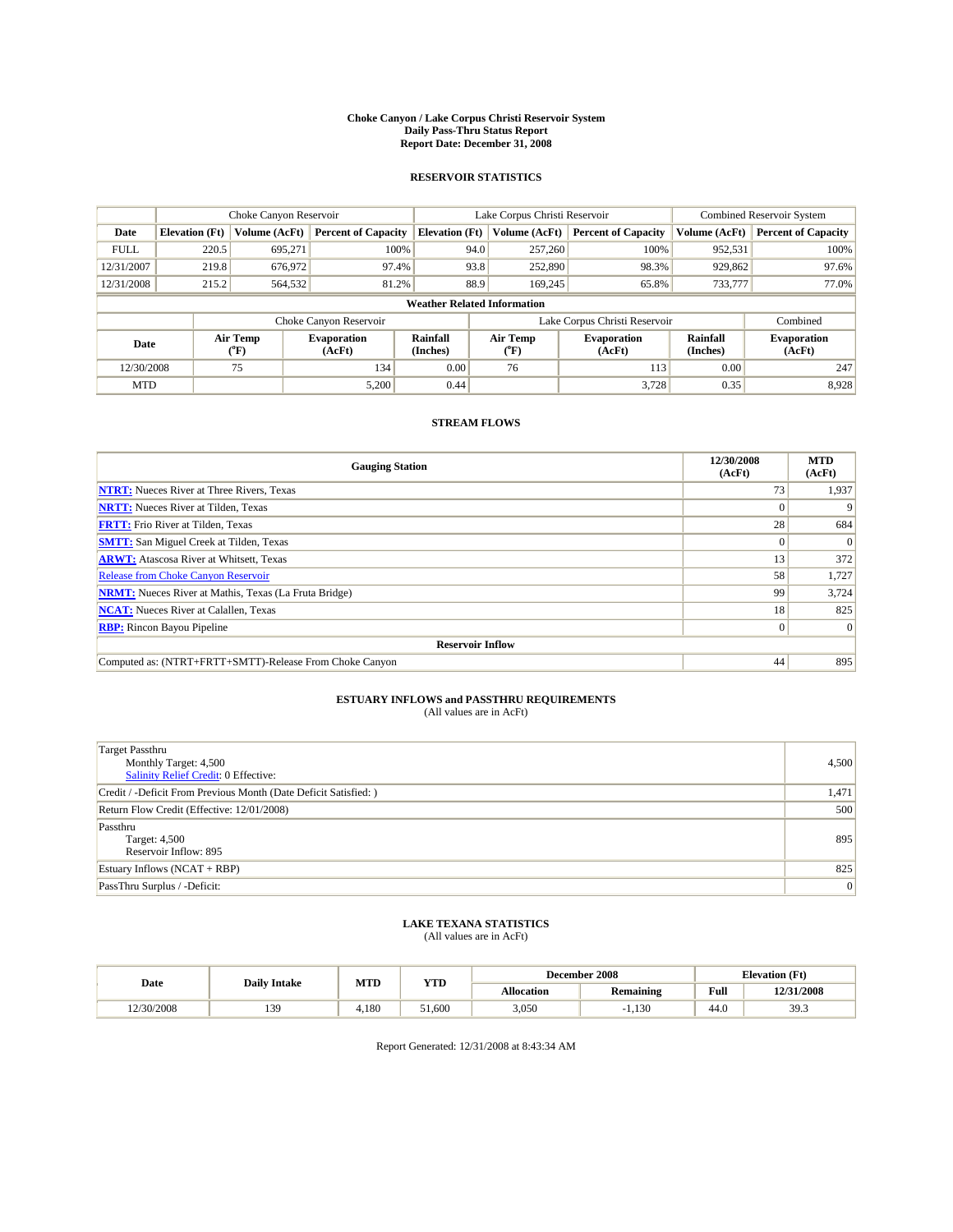# Choke Canyon / Lake Corpus Christi Reservoir System
## Daily Pass-Thru Status Report
## Report Date: December 31, 2008

### RESERVOIR STATISTICS

| | Choke Canyon Reservoir | | | Lake Corpus Christi Reservoir | | | Combined Reservoir System | |
|---|---|---|---|---|---|---|---|---|
| Date | Elevation (Ft) | Volume (AcFt) | Percent of Capacity | Elevation (Ft) | Volume (AcFt) | Percent of Capacity | Volume (AcFt) | Percent of Capacity |
| FULL | 220.5 | 695,271 | 100% | 94.0 | 257,260 | 100% | 952,531 | 100% |
| 12/31/2007 | 219.8 | 676,972 | 97.4% | 93.8 | 252,890 | 98.3% | 929,862 | 97.6% |
| 12/31/2008 | 215.2 | 564,532 | 81.2% | 88.9 | 169,245 | 65.8% | 733,777 | 77.0% |

**Weather Related Information**

| | Choke Canyon Reservoir | | | Lake Corpus Christi Reservoir | | | Combined |
|---|---|---|---|---|---|---|---|
| Date | Air Temp (°F) | Evaporation (AcFt) | Rainfall (Inches) | Air Temp (°F) | Evaporation (AcFt) | Rainfall (Inches) | Evaporation (AcFt) |
| 12/30/2008 | 75 | 134 | 0.00 | 76 | 113 | 0.00 | 247 |
| MTD | | 5,200 | 0.44 | | 3,728 | 0.35 | 8,928 |

### STREAM FLOWS

| Gauging Station | 12/30/2008 (AcFt) | MTD (AcFt) |
|---|---|---|
| NTRT: Nueces River at Three Rivers, Texas | 73 | 1,937 |
| NRTT: Nueces River at Tilden, Texas | 0 | 9 |
| FRTT: Frio River at Tilden, Texas | 28 | 684 |
| SMTT: San Miguel Creek at Tilden, Texas | 0 | 0 |
| ARWT: Atascosa River at Whitsett, Texas | 13 | 372 |
| Release from Choke Canyon Reservoir | 58 | 1,727 |
| NRMT: Nueces River at Mathis, Texas (La Fruta Bridge) | 99 | 3,724 |
| NCAT: Nueces River at Calallen, Texas | 18 | 825 |
| RBP: Rincon Bayou Pipeline | 0 | 0 |
| **Reservoir Inflow** | | |
| Computed as: (NTRT+FRTT+SMTT)-Release From Choke Canyon | 44 | 895 |

### ESTUARY INFLOWS and PASSTHRU REQUIREMENTS
(All values are in AcFt)

| | |
|---|---|
| Target Passthru<br>Monthly Target: 4,500<br>Salinity Relief Credit: 0 Effective: | 4,500 |
| Credit / -Deficit From Previous Month (Date Deficit Satisfied: ) | 1,471 |
| Return Flow Credit (Effective: 12/01/2008) | 500 |
| Passthru<br>Target: 4,500<br>Reservoir Inflow: 895 | 895 |
| Estuary Inflows (NCAT + RBP) | 825 |
| PassThru Surplus / -Deficit: | 0 |

### LAKE TEXANA STATISTICS
(All values are in AcFt)

| Date | Daily Intake | MTD | YTD | December 2008 | | Elevation (Ft) | |
|---|---|---|---|---|---|---|---|
| | | | | Allocation | Remaining | Full | 12/31/2008 |
| 12/30/2008 | 139 | 4,180 | 51,600 | 3,050 | -1,130 | 44.0 | 39.3 |

Report Generated: 12/31/2008 at 8:43:34 AM